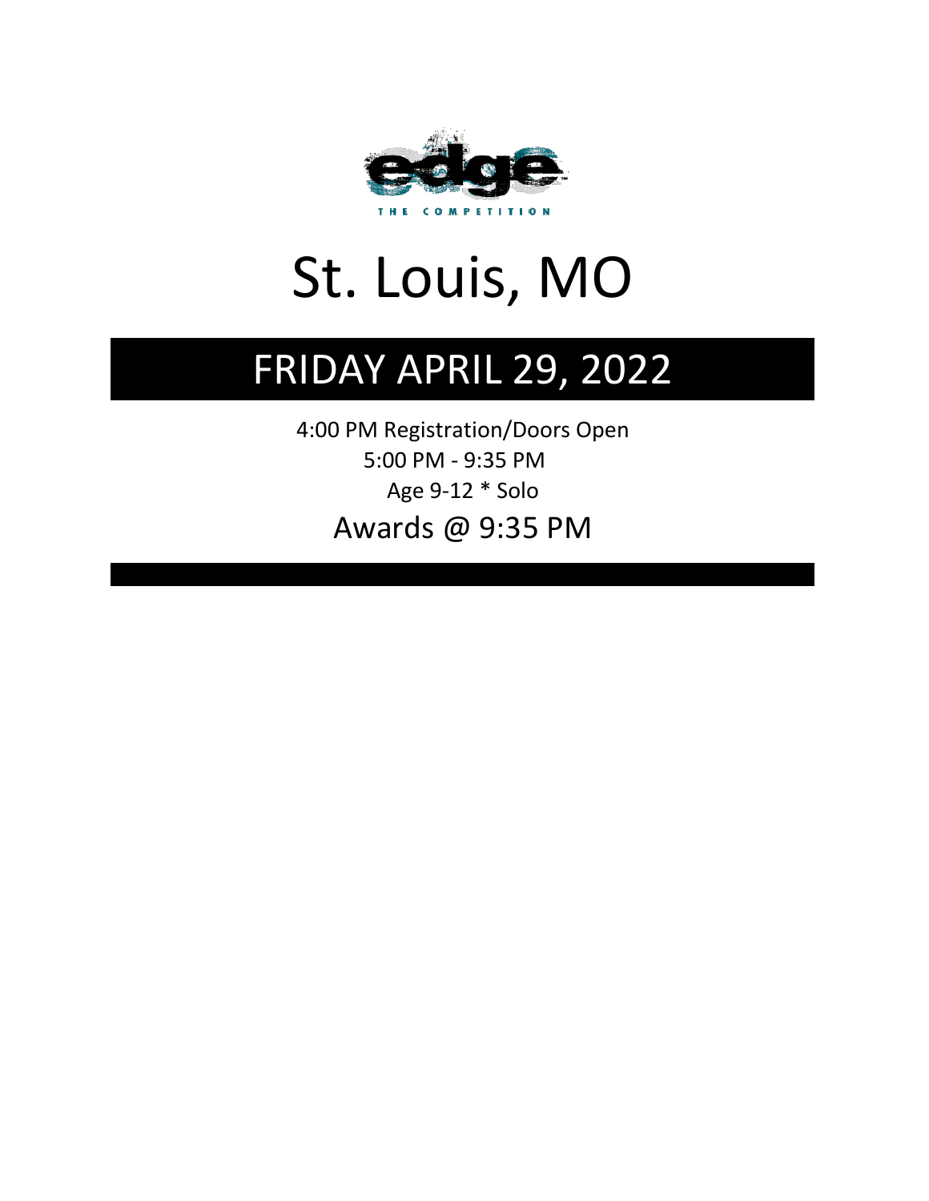edge

THE COMPETITION

# St. Louis, MO

## FRIDAY APRIL 29, 2022

4:00 PM Registration/Doors Open

5:00 PM - 9:35 PM

Age 9-12 * Solo

Awards @ 9:35 PM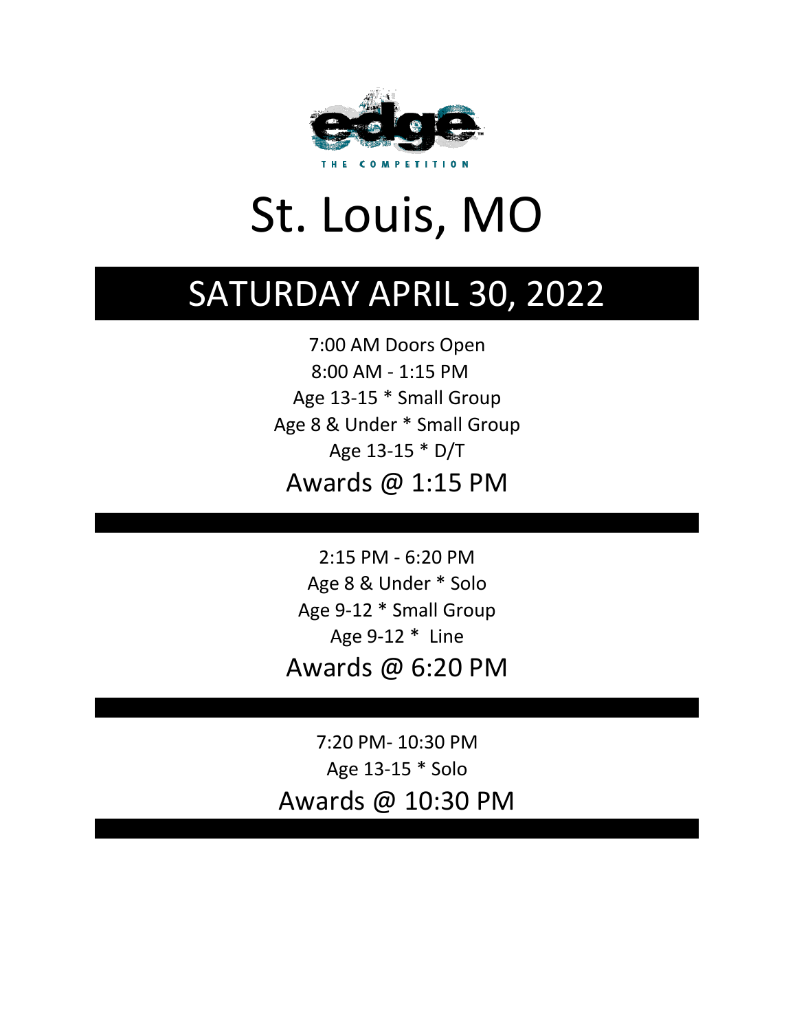edge

THE COMPETITION

# St. Louis, MO

## SATURDAY APRIL 30, 2022

7:00 AM Doors Open

8:00 AM - 1:15 PM

Age 13-15 * Small Group

Age 8 & Under * Small Group

Age 13-15 * D/T

### Awards @ 1:15 PM

---

2:15 PM - 6:20 PM

Age 8 & Under * Solo

Age 9-12 * Small Group

Age 9-12 *  Line

### Awards @ 6:20 PM

---

7:20 PM- 10:30 PM

Age 13-15 * Solo

### Awards @ 10:30 PM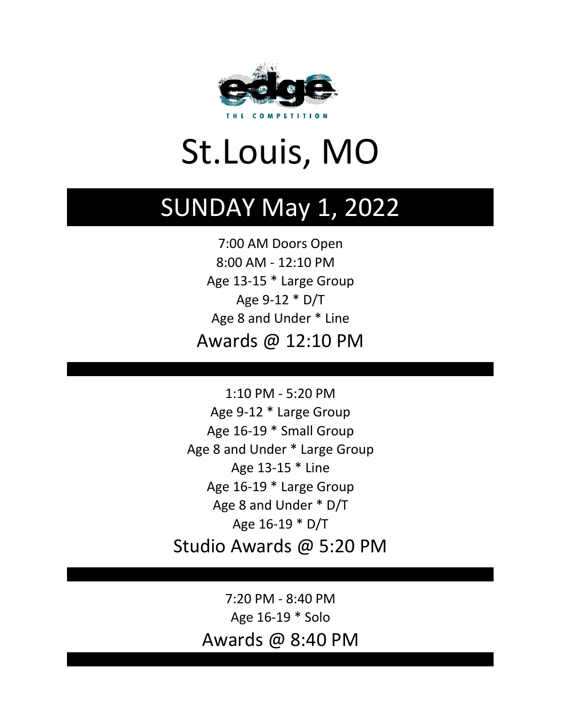edge

THE COMPETITION

# St.Louis, MO

## SUNDAY May 1, 2022

7:00 AM Doors Open

8:00 AM - 12:10 PM

Age 13-15 * Large Group

Age 9-12 * D/T

Age 8 and Under * Line

### Awards @ 12:10 PM

1:10 PM - 5:20 PM

Age 9-12 * Large Group

Age 16-19 * Small Group

Age 8 and Under * Large Group

Age 13-15 * Line

Age 16-19 * Large Group

Age 8 and Under * D/T

Age 16-19 * D/T

### Studio Awards @ 5:20 PM

7:20 PM - 8:40 PM

Age 16-19 * Solo

### Awards @ 8:40 PM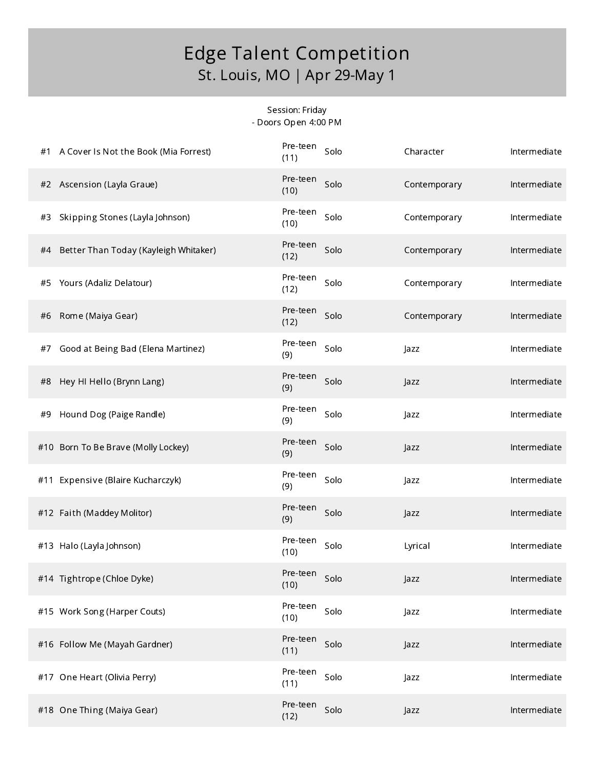# Edge Talent Competition

## St. Louis, MO | Apr 29-May 1

Session: Friday
- Doors Open 4:00 PM

| # | Routine | Age Division | Category | Style | Level |
|---|---|---|---|---|---|
| #1 | A Cover Is Not the Book (Mia Forrest) | Pre-teen (11) | Solo | Character | Intermediate |
| #2 | Ascension (Layla Graue) | Pre-teen (10) | Solo | Contemporary | Intermediate |
| #3 | Skipping Stones (Layla Johnson) | Pre-teen (10) | Solo | Contemporary | Intermediate |
| #4 | Better Than Today (Kayleigh Whitaker) | Pre-teen (12) | Solo | Contemporary | Intermediate |
| #5 | Yours (Adaliz Delatour) | Pre-teen (12) | Solo | Contemporary | Intermediate |
| #6 | Rome (Maiya Gear) | Pre-teen (12) | Solo | Contemporary | Intermediate |
| #7 | Good at Being Bad (Elena Martinez) | Pre-teen (9) | Solo | Jazz | Intermediate |
| #8 | Hey HI Hello (Brynn Lang) | Pre-teen (9) | Solo | Jazz | Intermediate |
| #9 | Hound Dog (Paige Randle) | Pre-teen (9) | Solo | Jazz | Intermediate |
| #10 | Born To Be Brave (Molly Lockey) | Pre-teen (9) | Solo | Jazz | Intermediate |
| #11 | Expensive (Blaire Kucharczyk) | Pre-teen (9) | Solo | Jazz | Intermediate |
| #12 | Faith (Maddey Molitor) | Pre-teen (9) | Solo | Jazz | Intermediate |
| #13 | Halo (Layla Johnson) | Pre-teen (10) | Solo | Lyrical | Intermediate |
| #14 | Tightrope (Chloe Dyke) | Pre-teen (10) | Solo | Jazz | Intermediate |
| #15 | Work Song (Harper Couts) | Pre-teen (10) | Solo | Jazz | Intermediate |
| #16 | Follow Me (Mayah Gardner) | Pre-teen (11) | Solo | Jazz | Intermediate |
| #17 | One Heart (Olivia Perry) | Pre-teen (11) | Solo | Jazz | Intermediate |
| #18 | One Thing (Maiya Gear) | Pre-teen (12) | Solo | Jazz | Intermediate |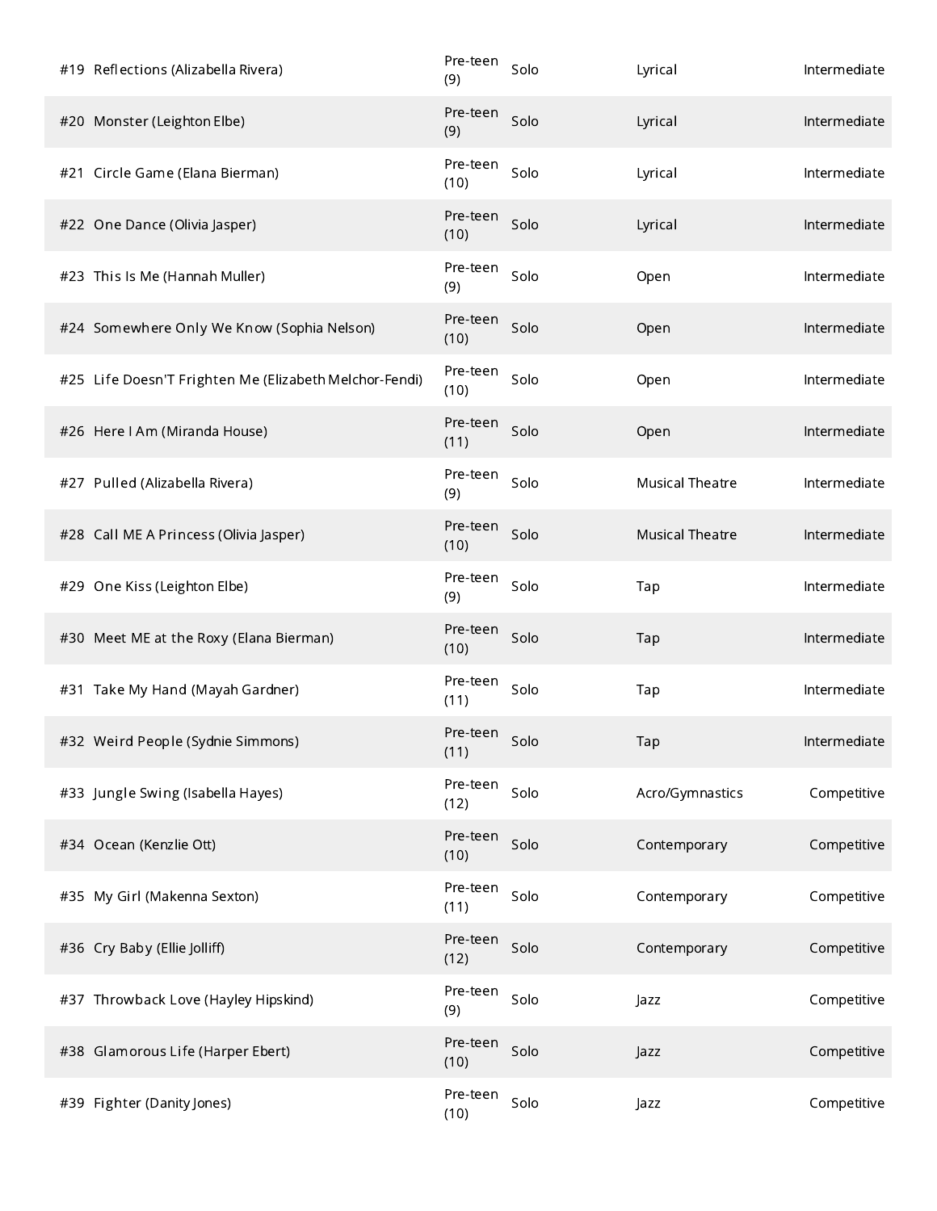| | | | | |
|---|---|---|---|---|
| #19 Reflections (Alizabella Rivera) | Pre-teen (9) | Solo | Lyrical | Intermediate |
| #20 Monster (Leighton Elbe) | Pre-teen (9) | Solo | Lyrical | Intermediate |
| #21 Circle Game (Elana Bierman) | Pre-teen (10) | Solo | Lyrical | Intermediate |
| #22 One Dance (Olivia Jasper) | Pre-teen (10) | Solo | Lyrical | Intermediate |
| #23 This Is Me (Hannah Muller) | Pre-teen (9) | Solo | Open | Intermediate |
| #24 Somewhere Only We Know (Sophia Nelson) | Pre-teen (10) | Solo | Open | Intermediate |
| #25 Life Doesn'T Frighten Me (Elizabeth Melchor-Fendi) | Pre-teen (10) | Solo | Open | Intermediate |
| #26 Here I Am (Miranda House) | Pre-teen (11) | Solo | Open | Intermediate |
| #27 Pulled (Alizabella Rivera) | Pre-teen (9) | Solo | Musical Theatre | Intermediate |
| #28 Call ME A Princess (Olivia Jasper) | Pre-teen (10) | Solo | Musical Theatre | Intermediate |
| #29 One Kiss (Leighton Elbe) | Pre-teen (9) | Solo | Tap | Intermediate |
| #30 Meet ME at the Roxy (Elana Bierman) | Pre-teen (10) | Solo | Tap | Intermediate |
| #31 Take My Hand (Mayah Gardner) | Pre-teen (11) | Solo | Tap | Intermediate |
| #32 Weird People (Sydnie Simmons) | Pre-teen (11) | Solo | Tap | Intermediate |
| #33 Jungle Swing (Isabella Hayes) | Pre-teen (12) | Solo | Acro/Gymnastics | Competitive |
| #34 Ocean (Kenzlie Ott) | Pre-teen (10) | Solo | Contemporary | Competitive |
| #35 My Girl (Makenna Sexton) | Pre-teen (11) | Solo | Contemporary | Competitive |
| #36 Cry Baby (Ellie Jolliff) | Pre-teen (12) | Solo | Contemporary | Competitive |
| #37 Throwback Love (Hayley Hipskind) | Pre-teen (9) | Solo | Jazz | Competitive |
| #38 Glamorous Life (Harper Ebert) | Pre-teen (10) | Solo | Jazz | Competitive |
| #39 Fighter (Danity Jones) | Pre-teen (10) | Solo | Jazz | Competitive |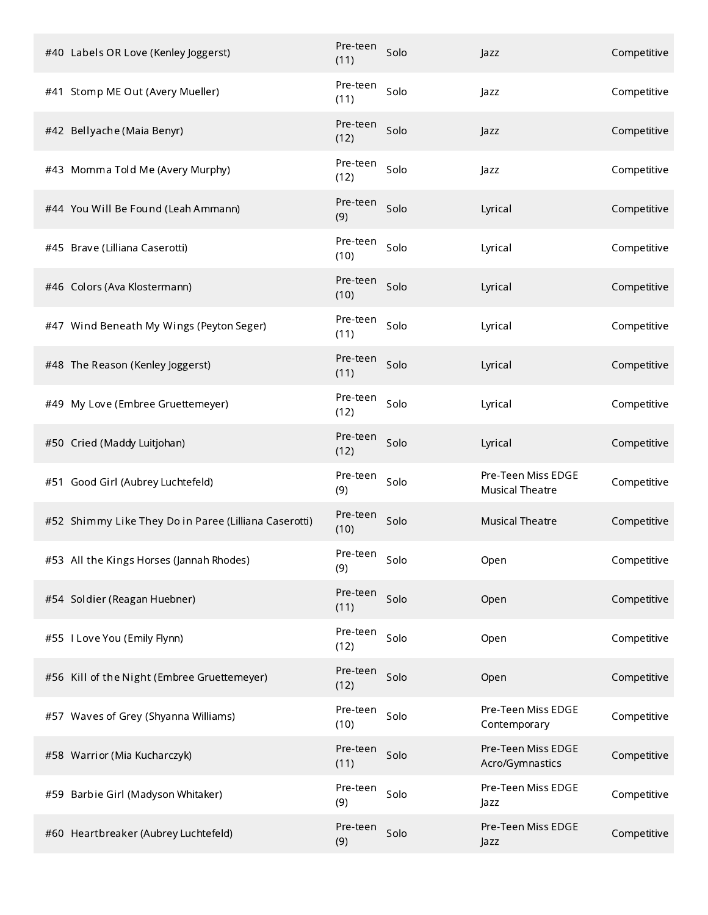| | | | | |
|---|---|---|---|---|
| #40 Labels OR Love (Kenley Joggerst) | Pre-teen (11) | Solo | Jazz | Competitive |
| #41 Stomp ME Out (Avery Mueller) | Pre-teen (11) | Solo | Jazz | Competitive |
| #42 Bellyache (Maia Benyr) | Pre-teen (12) | Solo | Jazz | Competitive |
| #43 Momma Told Me (Avery Murphy) | Pre-teen (12) | Solo | Jazz | Competitive |
| #44 You Will Be Found (Leah Ammann) | Pre-teen (9) | Solo | Lyrical | Competitive |
| #45 Brave (Lilliana Caserotti) | Pre-teen (10) | Solo | Lyrical | Competitive |
| #46 Colors (Ava Klostermann) | Pre-teen (10) | Solo | Lyrical | Competitive |
| #47 Wind Beneath My Wings (Peyton Seger) | Pre-teen (11) | Solo | Lyrical | Competitive |
| #48 The Reason (Kenley Joggerst) | Pre-teen (11) | Solo | Lyrical | Competitive |
| #49 My Love (Embree Gruettemeyer) | Pre-teen (12) | Solo | Lyrical | Competitive |
| #50 Cried (Maddy Luitjohan) | Pre-teen (12) | Solo | Lyrical | Competitive |
| #51 Good Girl (Aubrey Luchtefeld) | Pre-teen (9) | Solo | Pre-Teen Miss EDGE Musical Theatre | Competitive |
| #52 Shimmy Like They Do in Paree (Lilliana Caserotti) | Pre-teen (10) | Solo | Musical Theatre | Competitive |
| #53 All the Kings Horses (Jannah Rhodes) | Pre-teen (9) | Solo | Open | Competitive |
| #54 Soldier (Reagan Huebner) | Pre-teen (11) | Solo | Open | Competitive |
| #55 I Love You (Emily Flynn) | Pre-teen (12) | Solo | Open | Competitive |
| #56 Kill of the Night (Embree Gruettemeyer) | Pre-teen (12) | Solo | Open | Competitive |
| #57 Waves of Grey (Shyanna Williams) | Pre-teen (10) | Solo | Pre-Teen Miss EDGE Contemporary | Competitive |
| #58 Warrior (Mia Kucharczyk) | Pre-teen (11) | Solo | Pre-Teen Miss EDGE Acro/Gymnastics | Competitive |
| #59 Barbie Girl (Madyson Whitaker) | Pre-teen (9) | Solo | Pre-Teen Miss EDGE Jazz | Competitive |
| #60 Heartbreaker (Aubrey Luchtefeld) | Pre-teen (9) | Solo | Pre-Teen Miss EDGE Jazz | Competitive |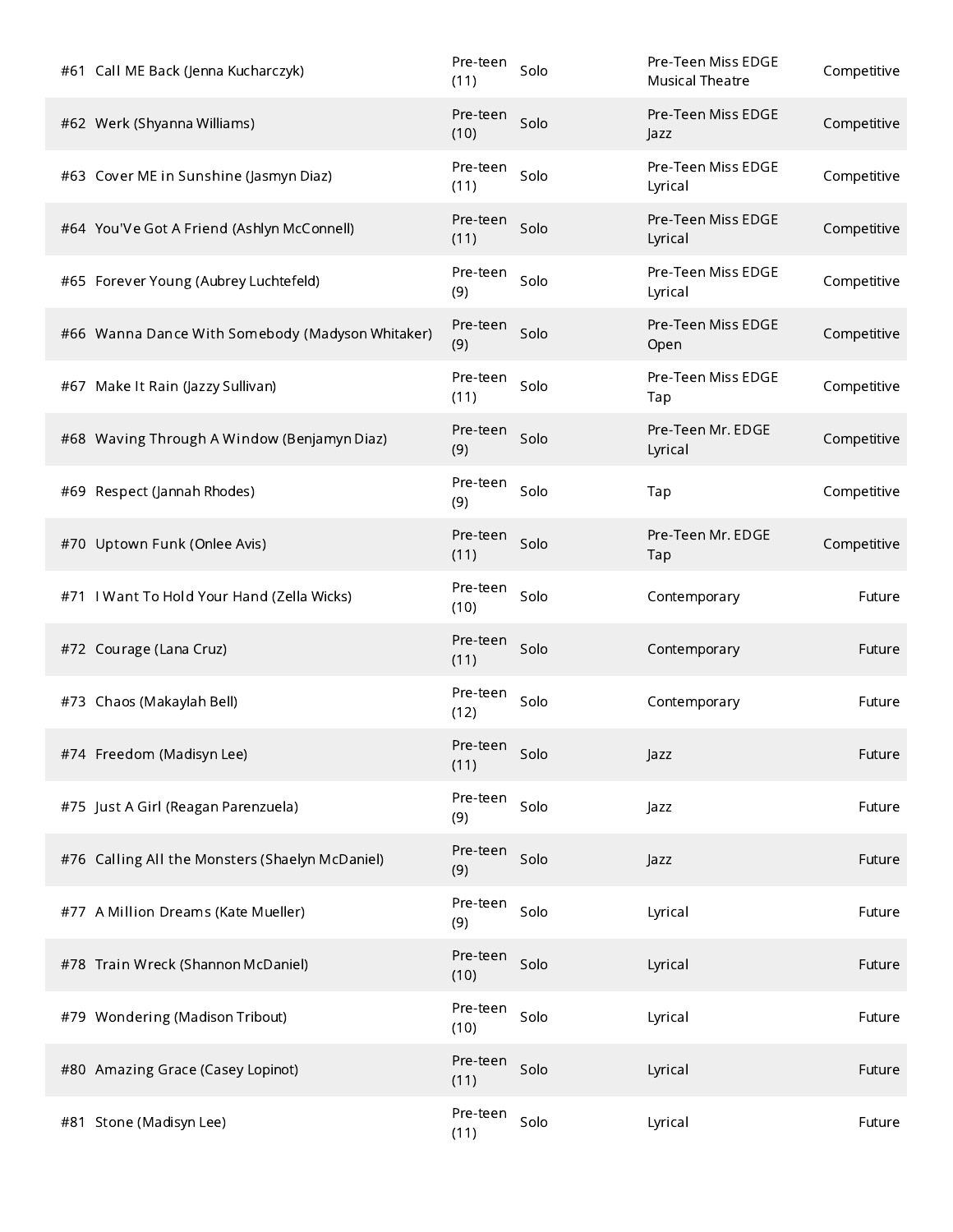| #61 | Call ME Back (Jenna Kucharczyk) | Pre-teen (11) | Solo | Pre-Teen Miss EDGE Musical Theatre | Competitive |
|---|---|---|---|---|---|
| #62 | Werk (Shyanna Williams) | Pre-teen (10) | Solo | Pre-Teen Miss EDGE Jazz | Competitive |
| #63 | Cover ME in Sunshine (Jasmyn Diaz) | Pre-teen (11) | Solo | Pre-Teen Miss EDGE Lyrical | Competitive |
| #64 | You'Ve Got A Friend (Ashlyn McConnell) | Pre-teen (11) | Solo | Pre-Teen Miss EDGE Lyrical | Competitive |
| #65 | Forever Young (Aubrey Luchtefeld) | Pre-teen (9) | Solo | Pre-Teen Miss EDGE Lyrical | Competitive |
| #66 | Wanna Dance With Somebody (Madyson Whitaker) | Pre-teen (9) | Solo | Pre-Teen Miss EDGE Open | Competitive |
| #67 | Make It Rain (Jazzy Sullivan) | Pre-teen (11) | Solo | Pre-Teen Miss EDGE Tap | Competitive |
| #68 | Waving Through A Window (Benjamyn Diaz) | Pre-teen (9) | Solo | Pre-Teen Mr. EDGE Lyrical | Competitive |
| #69 | Respect (Jannah Rhodes) | Pre-teen (9) | Solo | Tap | Competitive |
| #70 | Uptown Funk (Onlee Avis) | Pre-teen (11) | Solo | Pre-Teen Mr. EDGE Tap | Competitive |
| #71 | I Want To Hold Your Hand (Zella Wicks) | Pre-teen (10) | Solo | Contemporary | Future |
| #72 | Courage (Lana Cruz) | Pre-teen (11) | Solo | Contemporary | Future |
| #73 | Chaos (Makaylah Bell) | Pre-teen (12) | Solo | Contemporary | Future |
| #74 | Freedom (Madisyn Lee) | Pre-teen (11) | Solo | Jazz | Future |
| #75 | Just A Girl (Reagan Parenzuela) | Pre-teen (9) | Solo | Jazz | Future |
| #76 | Calling All the Monsters (Shaelyn McDaniel) | Pre-teen (9) | Solo | Jazz | Future |
| #77 | A Million Dreams (Kate Mueller) | Pre-teen (9) | Solo | Lyrical | Future |
| #78 | Train Wreck (Shannon McDaniel) | Pre-teen (10) | Solo | Lyrical | Future |
| #79 | Wondering (Madison Tribout) | Pre-teen (10) | Solo | Lyrical | Future |
| #80 | Amazing Grace (Casey Lopinot) | Pre-teen (11) | Solo | Lyrical | Future |
| #81 | Stone (Madisyn Lee) | Pre-teen (11) | Solo | Lyrical | Future |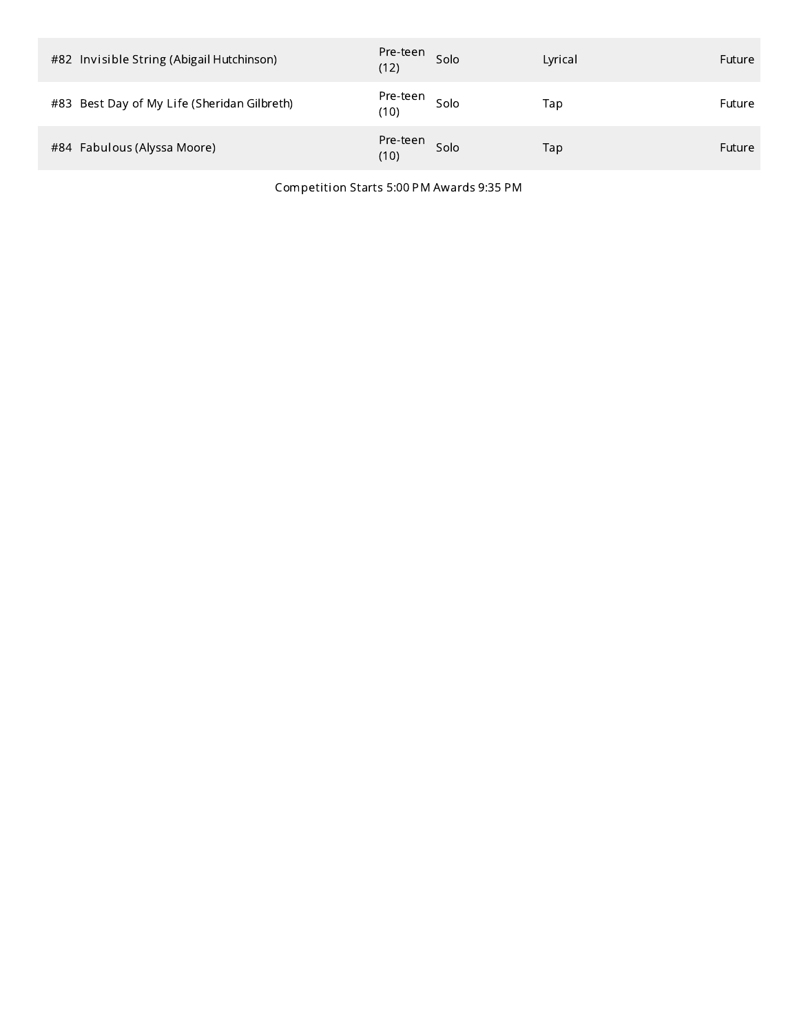| | | | | | |
|---|---|---|---|---|---|
| #82 | Invisible String (Abigail Hutchinson) | Pre-teen (12) | Solo | Lyrical | Future |
| #83 | Best Day of My Life (Sheridan Gilbreth) | Pre-teen (10) | Solo | Tap | Future |
| #84 | Fabulous (Alyssa Moore) | Pre-teen (10) | Solo | Tap | Future |

Competition Starts 5:00 PM Awards 9:35 PM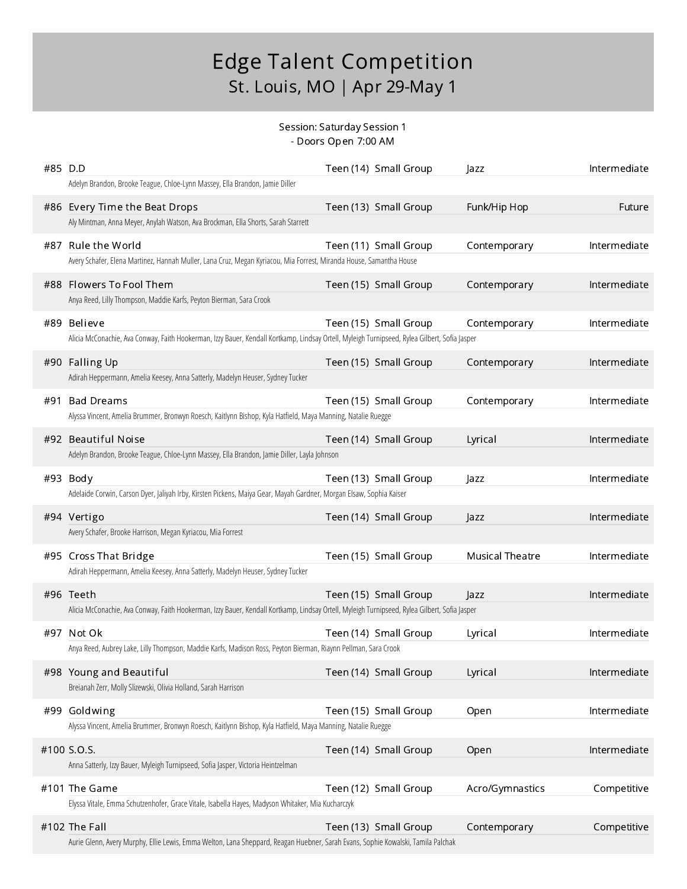# Edge Talent Competition
## St. Louis, MO | Apr 29-May 1

Session: Saturday Session 1
- Doors Open 7:00 AM

**#85 D.D** — Teen (14) | Small Group | Jazz | Intermediate
Adelyn Brandon, Brooke Teague, Chloe-Lynn Massey, Ella Brandon, Jamie Diller

**#86 Every Time the Beat Drops** — Teen (13) | Small Group | Funk/Hip Hop | Future
Aly Mintman, Anna Meyer, Anylah Watson, Ava Brockman, Ella Shorts, Sarah Starrett

**#87 Rule the World** — Teen (11) | Small Group | Contemporary | Intermediate
Avery Schafer, Elena Martinez, Hannah Muller, Lana Cruz, Megan Kyriacou, Mia Forrest, Miranda House, Samantha House

**#88 Flowers To Fool Them** — Teen (15) | Small Group | Contemporary | Intermediate
Anya Reed, Lilly Thompson, Maddie Karfs, Peyton Bierman, Sara Crook

**#89 Believe** — Teen (15) | Small Group | Contemporary | Intermediate
Alicia McConachie, Ava Conway, Faith Hookerman, Izzy Bauer, Kendall Kortkamp, Lindsay Ortell, Myleigh Turnipseed, Rylea Gilbert, Sofia Jasper

**#90 Falling Up** — Teen (15) | Small Group | Contemporary | Intermediate
Adirah Heppermann, Amelia Keesey, Anna Satterly, Madelyn Heuser, Sydney Tucker

**#91 Bad Dreams** — Teen (15) | Small Group | Contemporary | Intermediate
Alyssa Vincent, Amelia Brummer, Bronwyn Roesch, Kaitlynn Bishop, Kyla Hatfield, Maya Manning, Natalie Ruegge

**#92 Beautiful Noise** — Teen (14) | Small Group | Lyrical | Intermediate
Adelyn Brandon, Brooke Teague, Chloe-Lynn Massey, Ella Brandon, Jamie Diller, Layla Johnson

**#93 Body** — Teen (13) | Small Group | Jazz | Intermediate
Adelaide Corwin, Carson Dyer, Jaliyah Irby, Kirsten Pickens, Maiya Gear, Mayah Gardner, Morgan Elsaw, Sophia Kaiser

**#94 Vertigo** — Teen (14) | Small Group | Jazz | Intermediate
Avery Schafer, Brooke Harrison, Megan Kyriacou, Mia Forrest

**#95 Cross That Bridge** — Teen (15) | Small Group | Musical Theatre | Intermediate
Adirah Heppermann, Amelia Keesey, Anna Satterly, Madelyn Heuser, Sydney Tucker

**#96 Teeth** — Teen (15) | Small Group | Jazz | Intermediate
Alicia McConachie, Ava Conway, Faith Hookerman, Izzy Bauer, Kendall Kortkamp, Lindsay Ortell, Myleigh Turnipseed, Rylea Gilbert, Sofia Jasper

**#97 Not Ok** — Teen (14) | Small Group | Lyrical | Intermediate
Anya Reed, Aubrey Lake, Lilly Thompson, Maddie Karfs, Madison Ross, Peyton Bierman, Riaynn Pellman, Sara Crook

**#98 Young and Beautiful** — Teen (14) | Small Group | Lyrical | Intermediate
Breianah Zerr, Molly Slizewski, Olivia Holland, Sarah Harrison

**#99 Goldwing** — Teen (15) | Small Group | Open | Intermediate
Alyssa Vincent, Amelia Brummer, Bronwyn Roesch, Kaitlynn Bishop, Kyla Hatfield, Maya Manning, Natalie Ruegge

**#100 S.O.S.** — Teen (14) | Small Group | Open | Intermediate
Anna Satterly, Izzy Bauer, Myleigh Turnipseed, Sofia Jasper, Victoria Heintzelman

**#101 The Game** — Teen (12) | Small Group | Acro/Gymnastics | Competitive
Elyssa Vitale, Emma Schutzenhofer, Grace Vitale, Isabella Hayes, Madyson Whitaker, Mia Kucharczyk

**#102 The Fall** — Teen (13) | Small Group | Contemporary | Competitive
Aurie Glenn, Avery Murphy, Ellie Lewis, Emma Welton, Lana Sheppard, Reagan Huebner, Sarah Evans, Sophie Kowalski, Tamila Palchak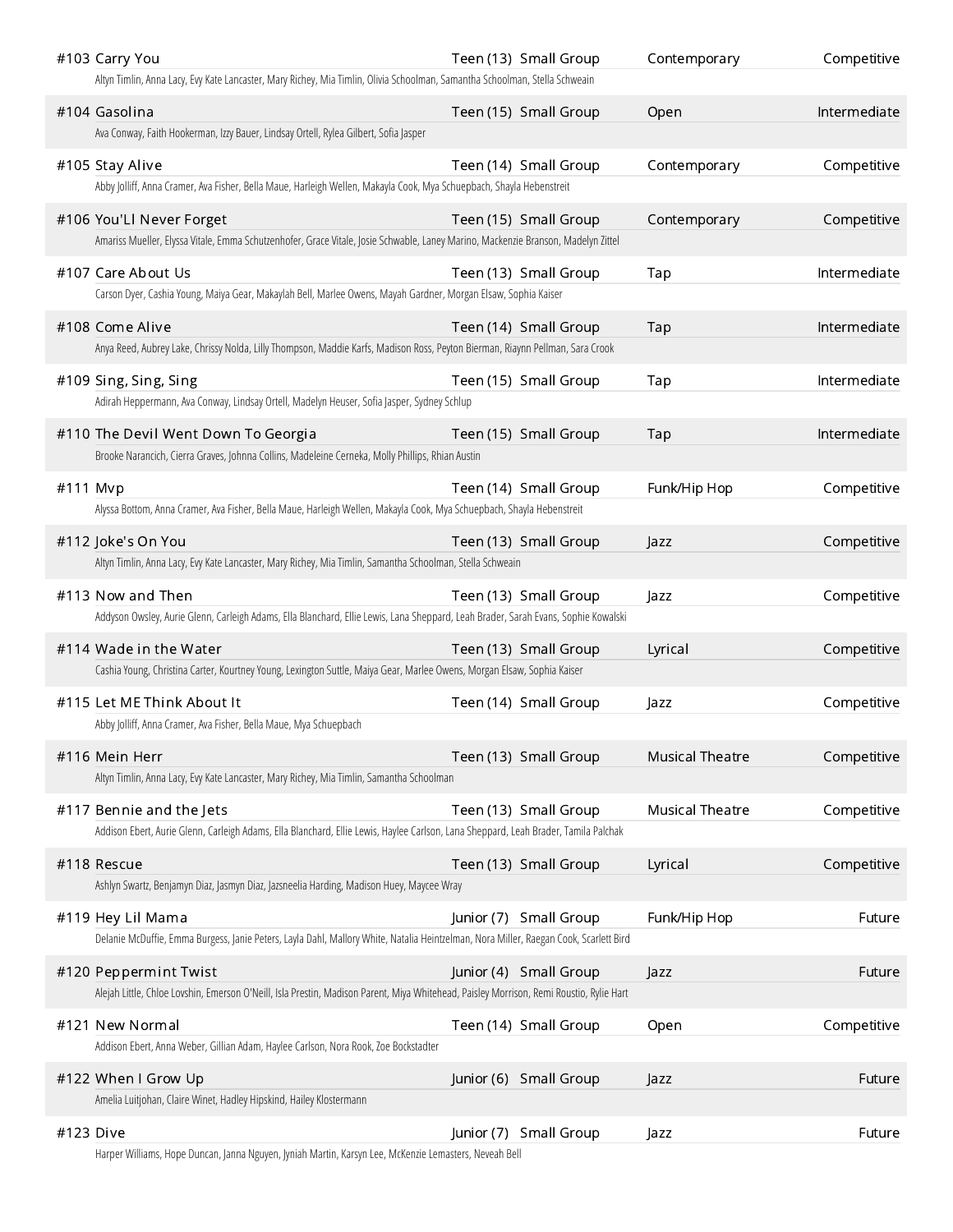#103 Carry You | Teen (13) | Small Group | Contemporary | Competitive

Altyn Timlin, Anna Lacy, Evy Kate Lancaster, Mary Richey, Mia Timlin, Olivia Schoolman, Samantha Schoolman, Stella Schweain

#104 Gasolina | Teen (15) | Small Group | Open | Intermediate

Ava Conway, Faith Hookerman, Izzy Bauer, Lindsay Ortell, Rylea Gilbert, Sofia Jasper

#105 Stay Alive | Teen (14) | Small Group | Contemporary | Competitive

Abby Jolliff, Anna Cramer, Ava Fisher, Bella Maue, Harleigh Wellen, Makayla Cook, Mya Schuepbach, Shayla Hebenstreit

#106 You'Ll Never Forget | Teen (15) | Small Group | Contemporary | Competitive

Amariss Mueller, Elyssa Vitale, Emma Schutzenhofer, Grace Vitale, Josie Schwable, Laney Marino, Mackenzie Branson, Madelyn Zittel

#107 Care About Us | Teen (13) | Small Group | Tap | Intermediate

Carson Dyer, Cashia Young, Maiya Gear, Makaylah Bell, Marlee Owens, Mayah Gardner, Morgan Elsaw, Sophia Kaiser

#108 Come Alive | Teen (14) | Small Group | Tap | Intermediate

Anya Reed, Aubrey Lake, Chrissy Nolda, Lilly Thompson, Maddie Karfs, Madison Ross, Peyton Bierman, Riaynn Pellman, Sara Crook

#109 Sing, Sing, Sing | Teen (15) | Small Group | Tap | Intermediate

Adirah Heppermann, Ava Conway, Lindsay Ortell, Madelyn Heuser, Sofia Jasper, Sydney Schlup

#110 The Devil Went Down To Georgia | Teen (15) | Small Group | Tap | Intermediate

Brooke Narancich, Cierra Graves, Johnna Collins, Madeleine Cerneka, Molly Phillips, Rhian Austin

#111 Mvp | Teen (14) | Small Group | Funk/Hip Hop | Competitive

Alyssa Bottom, Anna Cramer, Ava Fisher, Bella Maue, Harleigh Wellen, Makayla Cook, Mya Schuepbach, Shayla Hebenstreit

#112 Joke's On You | Teen (13) | Small Group | Jazz | Competitive

Altyn Timlin, Anna Lacy, Evy Kate Lancaster, Mary Richey, Mia Timlin, Samantha Schoolman, Stella Schweain

#113 Now and Then | Teen (13) | Small Group | Jazz | Competitive

Addyson Owsley, Aurie Glenn, Carleigh Adams, Ella Blanchard, Ellie Lewis, Lana Sheppard, Leah Brader, Sarah Evans, Sophie Kowalski

#114 Wade in the Water | Teen (13) | Small Group | Lyrical | Competitive

Cashia Young, Christina Carter, Kourtney Young, Lexington Suttle, Maiya Gear, Marlee Owens, Morgan Elsaw, Sophia Kaiser

#115 Let ME Think About It | Teen (14) | Small Group | Jazz | Competitive

Abby Jolliff, Anna Cramer, Ava Fisher, Bella Maue, Mya Schuepbach

#116 Mein Herr | Teen (13) | Small Group | Musical Theatre | Competitive

Altyn Timlin, Anna Lacy, Evy Kate Lancaster, Mary Richey, Mia Timlin, Samantha Schoolman

#117 Bennie and the Jets | Teen (13) | Small Group | Musical Theatre | Competitive

Addison Ebert, Aurie Glenn, Carleigh Adams, Ella Blanchard, Ellie Lewis, Haylee Carlson, Lana Sheppard, Leah Brader, Tamila Palchak

#118 Rescue | Teen (13) | Small Group | Lyrical | Competitive

Ashlyn Swartz, Benjamyn Diaz, Jasmyn Diaz, Jazsneelia Harding, Madison Huey, Maycee Wray

#119 Hey Lil Mama | Junior (7) | Small Group | Funk/Hip Hop | Future

Delanie McDuffie, Emma Burgess, Janie Peters, Layla Dahl, Mallory White, Natalia Heintzelman, Nora Miller, Raegan Cook, Scarlett Bird

#120 Peppermint Twist | Junior (4) | Small Group | Jazz | Future

Alejah Little, Chloe Lovshin, Emerson O'Neill, Isla Prestin, Madison Parent, Miya Whitehead, Paisley Morrison, Remi Roustio, Rylie Hart

#121 New Normal | Teen (14) | Small Group | Open | Competitive

Addison Ebert, Anna Weber, Gillian Adam, Haylee Carlson, Nora Rook, Zoe Bockstadter

#122 When I Grow Up | Junior (6) | Small Group | Jazz | Future

Amelia Luitjohan, Claire Winet, Hadley Hipskind, Hailey Klostermann

#123 Dive | Junior (7) | Small Group | Jazz | Future

Harper Williams, Hope Duncan, Janna Nguyen, Jyniah Martin, Karsyn Lee, McKenzie Lemasters, Neveah Bell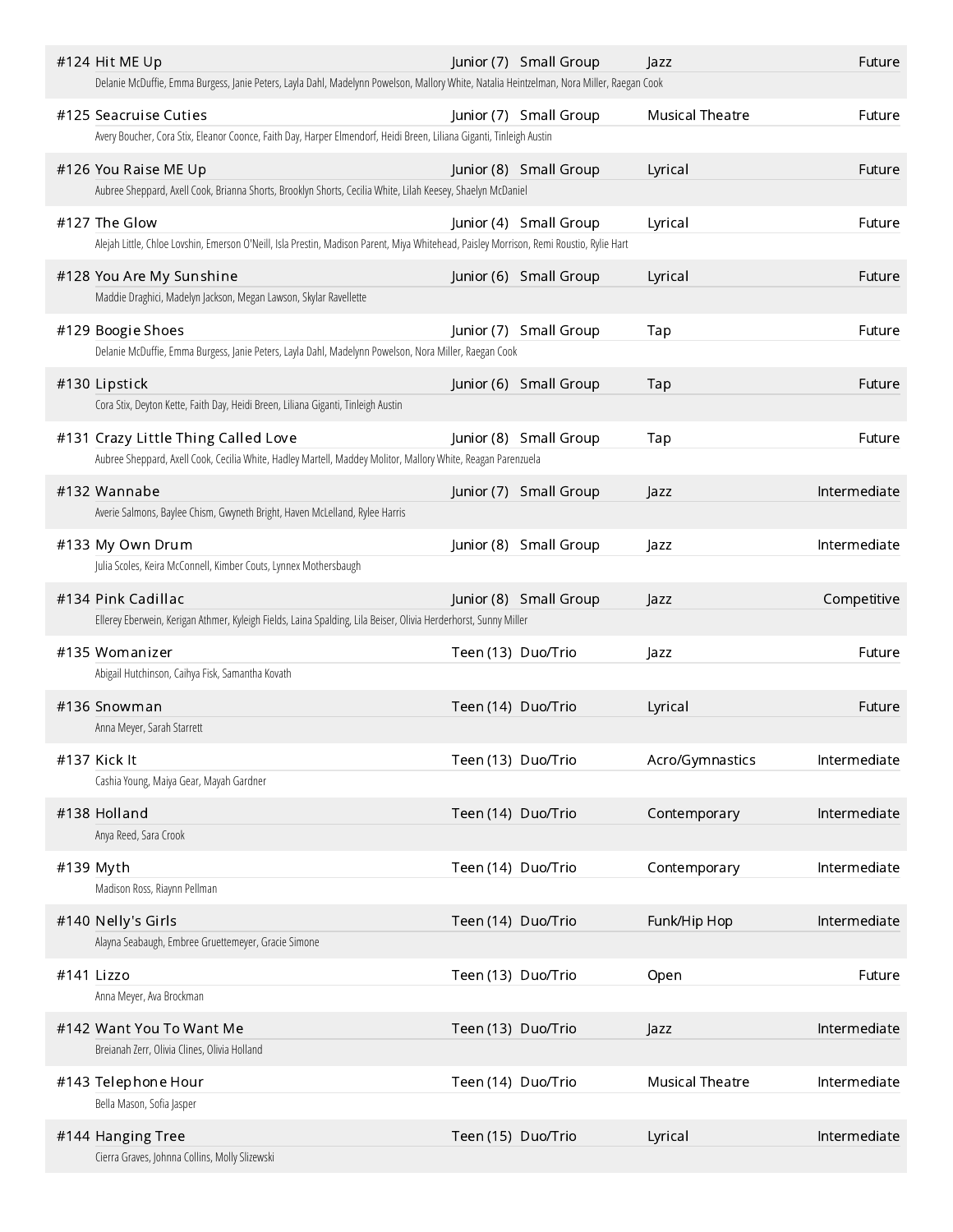#124 Hit ME Up — Junior (7) — Small Group — Jazz — Future
Delanie McDuffie, Emma Burgess, Janie Peters, Layla Dahl, Madelynn Powelson, Mallory White, Natalia Heintzelman, Nora Miller, Raegan Cook

#125 Seacruise Cuties — Junior (7) — Small Group — Musical Theatre — Future
Avery Boucher, Cora Stix, Eleanor Coonce, Faith Day, Harper Elmendorf, Heidi Breen, Liliana Giganti, Tinleigh Austin

#126 You Raise ME Up — Junior (8) — Small Group — Lyrical — Future
Aubree Sheppard, Axell Cook, Brianna Shorts, Brooklyn Shorts, Cecilia White, Lilah Keesey, Shaelyn McDaniel

#127 The Glow — Junior (4) — Small Group — Lyrical — Future
Alejah Little, Chloe Lovshin, Emerson O'Neill, Isla Prestin, Madison Parent, Miya Whitehead, Paisley Morrison, Remi Roustio, Rylie Hart

#128 You Are My Sunshine — Junior (6) — Small Group — Lyrical — Future
Maddie Draghici, Madelyn Jackson, Megan Lawson, Skylar Ravellette

#129 Boogie Shoes — Junior (7) — Small Group — Tap — Future
Delanie McDuffie, Emma Burgess, Janie Peters, Layla Dahl, Madelynn Powelson, Nora Miller, Raegan Cook

#130 Lipstick — Junior (6) — Small Group — Tap — Future
Cora Stix, Deyton Kette, Faith Day, Heidi Breen, Liliana Giganti, Tinleigh Austin

#131 Crazy Little Thing Called Love — Junior (8) — Small Group — Tap — Future
Aubree Sheppard, Axell Cook, Cecilia White, Hadley Martell, Maddey Molitor, Mallory White, Reagan Parenzuela

#132 Wannabe — Junior (7) — Small Group — Jazz — Intermediate
Averie Salmons, Baylee Chism, Gwyneth Bright, Haven McLelland, Rylee Harris

#133 My Own Drum — Junior (8) — Small Group — Jazz — Intermediate
Julia Scoles, Keira McConnell, Kimber Couts, Lynnex Mothersbaugh

#134 Pink Cadillac — Junior (8) — Small Group — Jazz — Competitive
Ellerey Eberwein, Kerigan Athmer, Kyleigh Fields, Laina Spalding, Lila Beiser, Olivia Herderhorst, Sunny Miller

#135 Womanizer — Teen (13) — Duo/Trio — Jazz — Future
Abigail Hutchinson, Caihya Fisk, Samantha Kovath

#136 Snowman — Teen (14) — Duo/Trio — Lyrical — Future
Anna Meyer, Sarah Starrett

#137 Kick It — Teen (13) — Duo/Trio — Acro/Gymnastics — Intermediate
Cashia Young, Maiya Gear, Mayah Gardner

#138 Holland — Teen (14) — Duo/Trio — Contemporary — Intermediate
Anya Reed, Sara Crook

#139 Myth — Teen (14) — Duo/Trio — Contemporary — Intermediate
Madison Ross, Riaynn Pellman

#140 Nelly's Girls — Teen (14) — Duo/Trio — Funk/Hip Hop — Intermediate
Alayna Seabaugh, Embree Gruettemeyer, Gracie Simone

#141 Lizzo — Teen (13) — Duo/Trio — Open — Future
Anna Meyer, Ava Brockman

#142 Want You To Want Me — Teen (13) — Duo/Trio — Jazz — Intermediate
Breianah Zerr, Olivia Clines, Olivia Holland

#143 Telephone Hour — Teen (14) — Duo/Trio — Musical Theatre — Intermediate
Bella Mason, Sofia Jasper

#144 Hanging Tree — Teen (15) — Duo/Trio — Lyrical — Intermediate
Cierra Graves, Johnna Collins, Molly Slizewski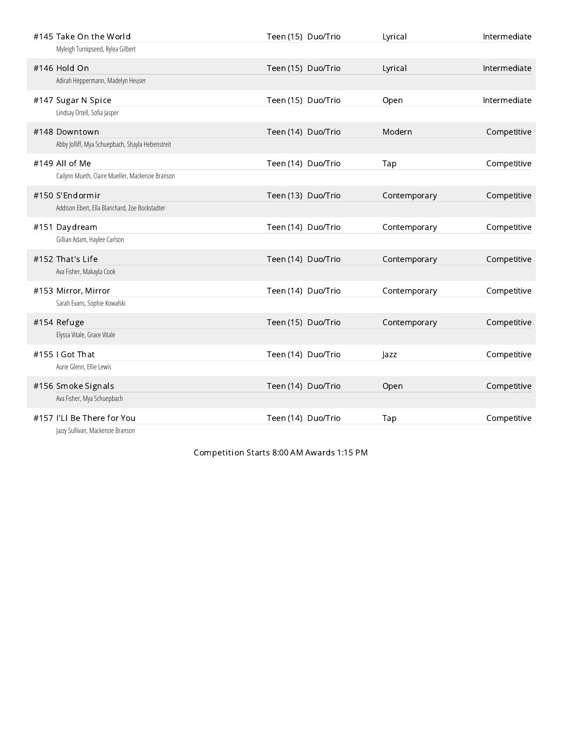| # | Title | Age | Category | Style | Level |
|---|---|---|---|---|---|
| #145 | Take On the World<br>Myleigh Turnipseed, Rylea Gilbert | Teen (15) | Duo/Trio | Lyrical | Intermediate |
| #146 | Hold On<br>Adirah Heppermann, Madelyn Heuser | Teen (15) | Duo/Trio | Lyrical | Intermediate |
| #147 | Sugar N Spice<br>Lindsay Ortell, Sofia Jasper | Teen (15) | Duo/Trio | Open | Intermediate |
| #148 | Downtown<br>Abby Jolliff, Mya Schuepbach, Shayla Hebenstreit | Teen (14) | Duo/Trio | Modern | Competitive |
| #149 | All of Me<br>Cailynn Mueth, Claire Mueller, Mackenzie Branson | Teen (14) | Duo/Trio | Tap | Competitive |
| #150 | S'Endormir<br>Addison Ebert, Ella Blanchard, Zoe Bockstadter | Teen (13) | Duo/Trio | Contemporary | Competitive |
| #151 | Daydream<br>Gillian Adam, Haylee Carlson | Teen (14) | Duo/Trio | Contemporary | Competitive |
| #152 | That's Life<br>Ava Fisher, Makayla Cook | Teen (14) | Duo/Trio | Contemporary | Competitive |
| #153 | Mirror, Mirror<br>Sarah Evans, Sophie Kowalski | Teen (14) | Duo/Trio | Contemporary | Competitive |
| #154 | Refuge<br>Elyssa Vitale, Grace Vitale | Teen (15) | Duo/Trio | Contemporary | Competitive |
| #155 | I Got That<br>Aurie Glenn, Ellie Lewis | Teen (14) | Duo/Trio | Jazz | Competitive |
| #156 | Smoke Signals<br>Ava Fisher, Mya Schuepbach | Teen (14) | Duo/Trio | Open | Competitive |
| #157 | I'Ll Be There for You<br>Jazzy Sullivan, Mackenzie Branson | Teen (14) | Duo/Trio | Tap | Competitive |

Competition Starts 8:00 AM Awards 1:15 PM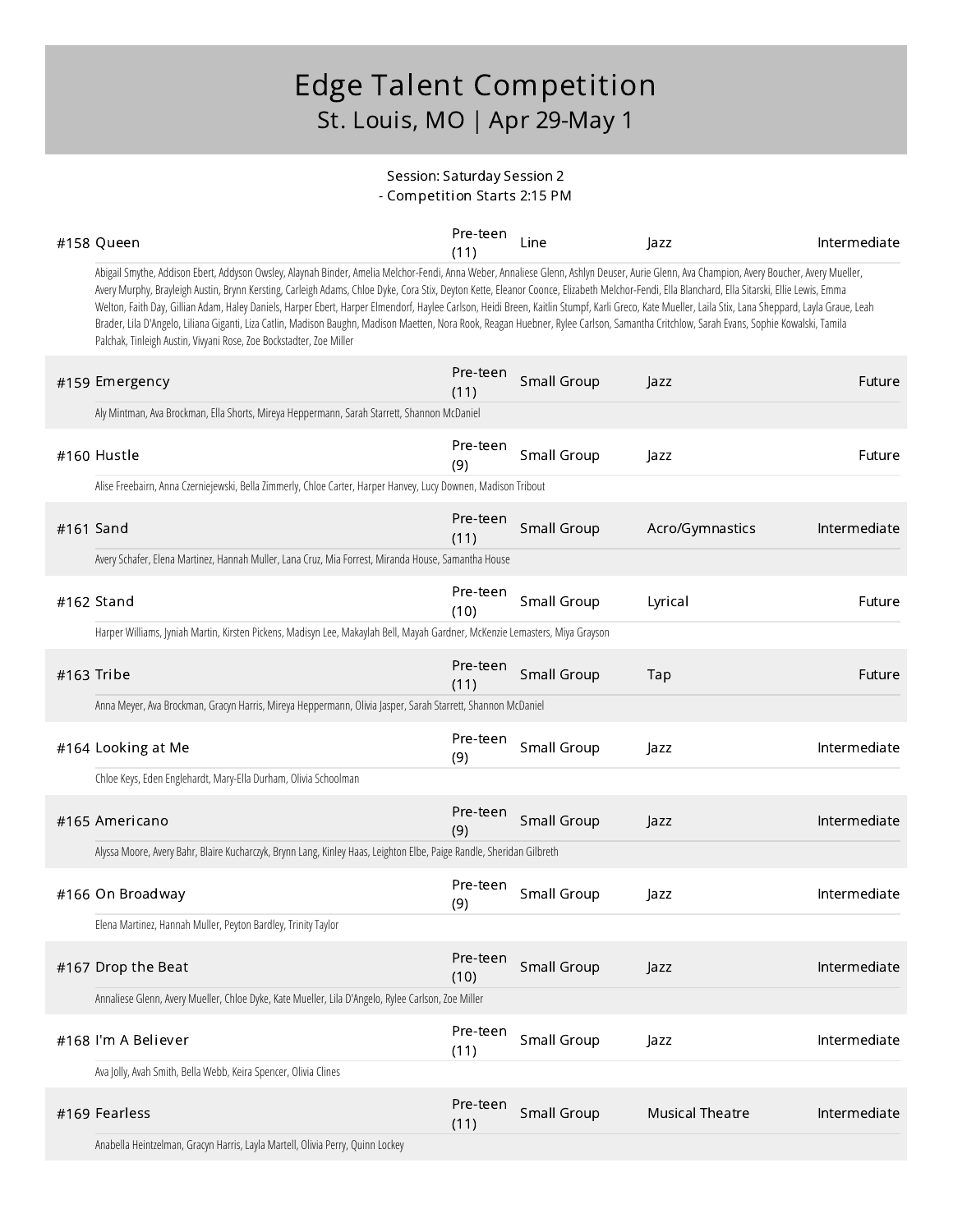# Edge Talent Competition

## St. Louis, MO | Apr 29-May 1

Session: Saturday Session 2
- Competition Starts 2:15 PM

| # | Title | Age | Size | Style | Level |
|---|---|---|---|---|---|
| #158 | Queen | Pre-teen (11) | Line | Jazz | Intermediate |

Abigail Smythe, Addison Ebert, Addyson Owsley, Alaynah Binder, Amelia Melchor-Fendi, Anna Weber, Annaliese Glenn, Ashlyn Deuser, Aurie Glenn, Ava Champion, Avery Boucher, Avery Mueller, Avery Murphy, Brayleigh Austin, Brynn Kersting, Carleigh Adams, Chloe Dyke, Cora Stix, Deyton Kette, Eleanor Coonce, Elizabeth Melchor-Fendi, Ella Blanchard, Ella Sitarski, Ellie Lewis, Emma Welton, Faith Day, Gillian Adam, Haley Daniels, Harper Ebert, Harper Elmendorf, Haylee Carlson, Heidi Breen, Kaitlin Stumpf, Karli Greco, Kate Mueller, Laila Stix, Lana Sheppard, Layla Graue, Leah Brader, Lila D'Angelo, Liliana Giganti, Liza Catlin, Madison Baughn, Madison Maetten, Nora Rook, Reagan Huebner, Rylee Carlson, Samantha Critchlow, Sarah Evans, Sophie Kowalski, Tamila Palchak, Tinleigh Austin, Vivyani Rose, Zoe Bockstadter, Zoe Miller

| # | Title | Age | Size | Style | Level |
|---|---|---|---|---|---|
| #159 | Emergency | Pre-teen (11) | Small Group | Jazz | Future |

Aly Mintman, Ava Brockman, Ella Shorts, Mireya Heppermann, Sarah Starrett, Shannon McDaniel

| # | Title | Age | Size | Style | Level |
|---|---|---|---|---|---|
| #160 | Hustle | Pre-teen (9) | Small Group | Jazz | Future |

Alise Freebairn, Anna Czerniejewski, Bella Zimmerly, Chloe Carter, Harper Hanvey, Lucy Downen, Madison Tribout

| # | Title | Age | Size | Style | Level |
|---|---|---|---|---|---|
| #161 | Sand | Pre-teen (11) | Small Group | Acro/Gymnastics | Intermediate |

Avery Schafer, Elena Martinez, Hannah Muller, Lana Cruz, Mia Forrest, Miranda House, Samantha House

| # | Title | Age | Size | Style | Level |
|---|---|---|---|---|---|
| #162 | Stand | Pre-teen (10) | Small Group | Lyrical | Future |

Harper Williams, Jyniah Martin, Kirsten Pickens, Madisyn Lee, Makaylah Bell, Mayah Gardner, McKenzie Lemasters, Miya Grayson

| # | Title | Age | Size | Style | Level |
|---|---|---|---|---|---|
| #163 | Tribe | Pre-teen (11) | Small Group | Tap | Future |

Anna Meyer, Ava Brockman, Gracyn Harris, Mireya Heppermann, Olivia Jasper, Sarah Starrett, Shannon McDaniel

| # | Title | Age | Size | Style | Level |
|---|---|---|---|---|---|
| #164 | Looking at Me | Pre-teen (9) | Small Group | Jazz | Intermediate |

Chloe Keys, Eden Englehardt, Mary-Ella Durham, Olivia Schoolman

| # | Title | Age | Size | Style | Level |
|---|---|---|---|---|---|
| #165 | Americano | Pre-teen (9) | Small Group | Jazz | Intermediate |

Alyssa Moore, Avery Bahr, Blaire Kucharczyk, Brynn Lang, Kinley Haas, Leighton Elbe, Paige Randle, Sheridan Gilbreth

| # | Title | Age | Size | Style | Level |
|---|---|---|---|---|---|
| #166 | On Broadway | Pre-teen (9) | Small Group | Jazz | Intermediate |

Elena Martinez, Hannah Muller, Peyton Bardley, Trinity Taylor

| # | Title | Age | Size | Style | Level |
|---|---|---|---|---|---|
| #167 | Drop the Beat | Pre-teen (10) | Small Group | Jazz | Intermediate |

Annaliese Glenn, Avery Mueller, Chloe Dyke, Kate Mueller, Lila D'Angelo, Rylee Carlson, Zoe Miller

| # | Title | Age | Size | Style | Level |
|---|---|---|---|---|---|
| #168 | I'm A Believer | Pre-teen (11) | Small Group | Jazz | Intermediate |

Ava Jolly, Avah Smith, Bella Webb, Keira Spencer, Olivia Clines

| # | Title | Age | Size | Style | Level |
|---|---|---|---|---|---|
| #169 | Fearless | Pre-teen (11) | Small Group | Musical Theatre | Intermediate |

Anabella Heintzelman, Gracyn Harris, Layla Martell, Olivia Perry, Quinn Lockey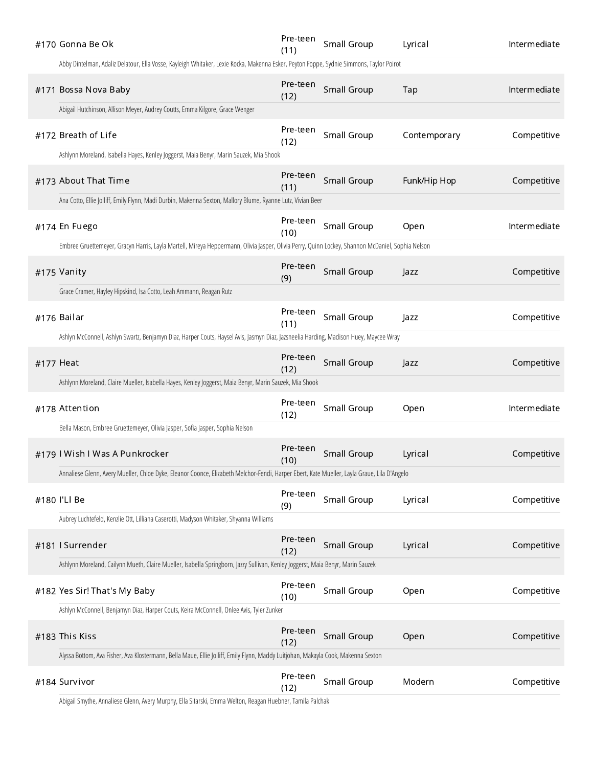| # | Title | Age Division | Group Size | Style | Level |
|---|---|---|---|---|---|
| #170 | Gonna Be Ok | Pre-teen (11) | Small Group | Lyrical | Intermediate |
| | Abby Dintelman, Adaliz Delatour, Ella Vosse, Kayleigh Whitaker, Lexie Kocka, Makenna Esker, Peyton Foppe, Sydnie Simmons, Taylor Poirot | | | | |
| #171 | Bossa Nova Baby | Pre-teen (12) | Small Group | Tap | Intermediate |
| | Abigail Hutchinson, Allison Meyer, Audrey Coutts, Emma Kilgore, Grace Wenger | | | | |
| #172 | Breath of Life | Pre-teen (12) | Small Group | Contemporary | Competitive |
| | Ashlynn Moreland, Isabella Hayes, Kenley Joggerst, Maia Benyr, Marin Sauzek, Mia Shook | | | | |
| #173 | About That Time | Pre-teen (11) | Small Group | Funk/Hip Hop | Competitive |
| | Ana Cotto, Ellie Jolliff, Emily Flynn, Madi Durbin, Makenna Sexton, Mallory Blume, Ryanne Lutz, Vivian Beer | | | | |
| #174 | En Fuego | Pre-teen (10) | Small Group | Open | Intermediate |
| | Embree Gruettemeyer, Gracyn Harris, Layla Martell, Mireya Heppermann, Olivia Jasper, Olivia Perry, Quinn Lockey, Shannon McDaniel, Sophia Nelson | | | | |
| #175 | Vanity | Pre-teen (9) | Small Group | Jazz | Competitive |
| | Grace Cramer, Hayley Hipskind, Isa Cotto, Leah Ammann, Reagan Rutz | | | | |
| #176 | Bailar | Pre-teen (11) | Small Group | Jazz | Competitive |
| | Ashlyn McConnell, Ashlyn Swartz, Benjamyn Diaz, Harper Couts, Haysel Avis, Jasmyn Diaz, Jazsneelia Harding, Madison Huey, Maycee Wray | | | | |
| #177 | Heat | Pre-teen (12) | Small Group | Jazz | Competitive |
| | Ashlynn Moreland, Claire Mueller, Isabella Hayes, Kenley Joggerst, Maia Benyr, Marin Sauzek, Mia Shook | | | | |
| #178 | Attention | Pre-teen (12) | Small Group | Open | Intermediate |
| | Bella Mason, Embree Gruettemeyer, Olivia Jasper, Sofia Jasper, Sophia Nelson | | | | |
| #179 | I Wish I Was A Punkrocker | Pre-teen (10) | Small Group | Lyrical | Competitive |
| | Annaliese Glenn, Avery Mueller, Chloe Dyke, Eleanor Coonce, Elizabeth Melchor-Fendi, Harper Ebert, Kate Mueller, Layla Graue, Lila D'Angelo | | | | |
| #180 | I'Ll Be | Pre-teen (9) | Small Group | Lyrical | Competitive |
| | Aubrey Luchtefeld, Kenzlie Ott, Lilliana Caserotti, Madyson Whitaker, Shyanna Williams | | | | |
| #181 | I Surrender | Pre-teen (12) | Small Group | Lyrical | Competitive |
| | Ashlynn Moreland, Cailynn Mueth, Claire Mueller, Isabella Springborn, Jazzy Sullivan, Kenley Joggerst, Maia Benyr, Marin Sauzek | | | | |
| #182 | Yes Sir! That's My Baby | Pre-teen (10) | Small Group | Open | Competitive |
| | Ashlyn McConnell, Benjamyn Diaz, Harper Couts, Keira McConnell, Onlee Avis, Tyler Zunker | | | | |
| #183 | This Kiss | Pre-teen (12) | Small Group | Open | Competitive |
| | Alyssa Bottom, Ava Fisher, Ava Klostermann, Bella Maue, Ellie Jolliff, Emily Flynn, Maddy Luitjohan, Makayla Cook, Makenna Sexton | | | | |
| #184 | Survivor | Pre-teen (12) | Small Group | Modern | Competitive |
| | Abigail Smythe, Annaliese Glenn, Avery Murphy, Ella Sitarski, Emma Welton, Reagan Huebner, Tamila Palchak | | | | |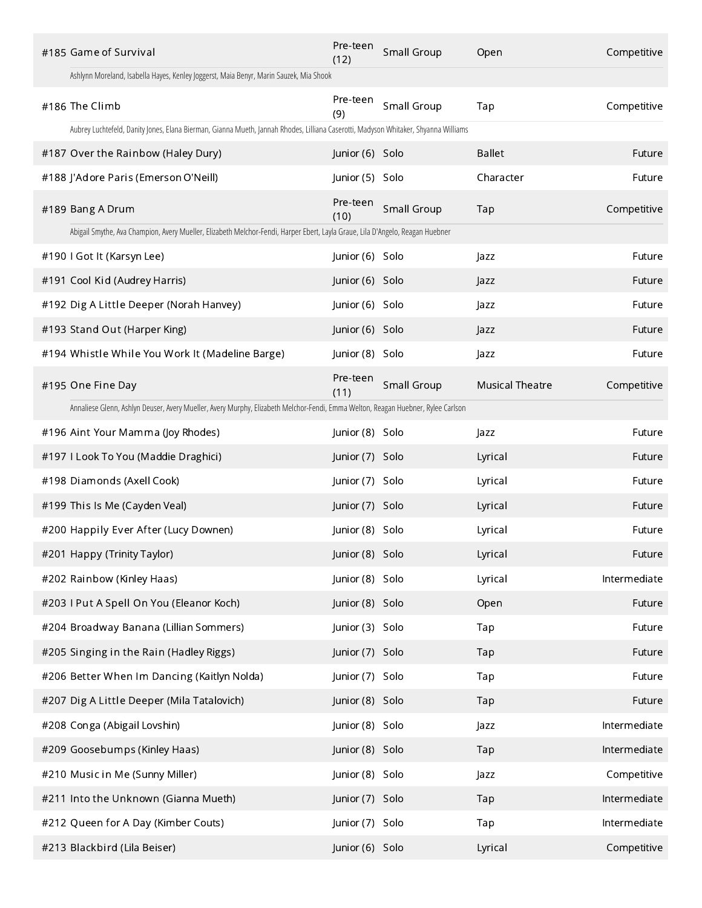| # | Title | Age Division | Category | Style | Level |
|---|---|---|---|---|---|
| #185 | Game of Survival | Pre-teen (12) | Small Group | Open | Competitive |
| | Ashlynn Moreland, Isabella Hayes, Kenley Joggerst, Maia Benyr, Marin Sauzek, Mia Shook | | | | |
| #186 | The Climb | Pre-teen (9) | Small Group | Tap | Competitive |
| | Aubrey Luchtefeld, Danity Jones, Elana Bierman, Gianna Mueth, Jannah Rhodes, Lilliana Caserotti, Madyson Whitaker, Shyanna Williams | | | | |
| #187 | Over the Rainbow (Haley Dury) | Junior (6) | Solo | Ballet | Future |
| #188 | J'Adore Paris (Emerson O'Neill) | Junior (5) | Solo | Character | Future |
| #189 | Bang A Drum | Pre-teen (10) | Small Group | Tap | Competitive |
| | Abigail Smythe, Ava Champion, Avery Mueller, Elizabeth Melchor-Fendi, Harper Ebert, Layla Graue, Lila D'Angelo, Reagan Huebner | | | | |
| #190 | I Got It (Karsyn Lee) | Junior (6) | Solo | Jazz | Future |
| #191 | Cool Kid (Audrey Harris) | Junior (6) | Solo | Jazz | Future |
| #192 | Dig A Little Deeper (Norah Hanvey) | Junior (6) | Solo | Jazz | Future |
| #193 | Stand Out (Harper King) | Junior (6) | Solo | Jazz | Future |
| #194 | Whistle While You Work It (Madeline Barge) | Junior (8) | Solo | Jazz | Future |
| #195 | One Fine Day | Pre-teen (11) | Small Group | Musical Theatre | Competitive |
| | Annaliese Glenn, Ashlyn Deuser, Avery Mueller, Avery Murphy, Elizabeth Melchor-Fendi, Emma Welton, Reagan Huebner, Rylee Carlson | | | | |
| #196 | Aint Your Mamma (Joy Rhodes) | Junior (8) | Solo | Jazz | Future |
| #197 | I Look To You (Maddie Draghici) | Junior (7) | Solo | Lyrical | Future |
| #198 | Diamonds (Axell Cook) | Junior (7) | Solo | Lyrical | Future |
| #199 | This Is Me (Cayden Veal) | Junior (7) | Solo | Lyrical | Future |
| #200 | Happily Ever After (Lucy Downen) | Junior (8) | Solo | Lyrical | Future |
| #201 | Happy (Trinity Taylor) | Junior (8) | Solo | Lyrical | Future |
| #202 | Rainbow (Kinley Haas) | Junior (8) | Solo | Lyrical | Intermediate |
| #203 | I Put A Spell On You (Eleanor Koch) | Junior (8) | Solo | Open | Future |
| #204 | Broadway Banana (Lillian Sommers) | Junior (3) | Solo | Tap | Future |
| #205 | Singing in the Rain (Hadley Riggs) | Junior (7) | Solo | Tap | Future |
| #206 | Better When Im Dancing (Kaitlyn Nolda) | Junior (7) | Solo | Tap | Future |
| #207 | Dig A Little Deeper (Mila Tatalovich) | Junior (8) | Solo | Tap | Future |
| #208 | Conga (Abigail Lovshin) | Junior (8) | Solo | Jazz | Intermediate |
| #209 | Goosebumps (Kinley Haas) | Junior (8) | Solo | Tap | Intermediate |
| #210 | Music in Me (Sunny Miller) | Junior (8) | Solo | Jazz | Competitive |
| #211 | Into the Unknown (Gianna Mueth) | Junior (7) | Solo | Tap | Intermediate |
| #212 | Queen for A Day (Kimber Couts) | Junior (7) | Solo | Tap | Intermediate |
| #213 | Blackbird (Lila Beiser) | Junior (6) | Solo | Lyrical | Competitive |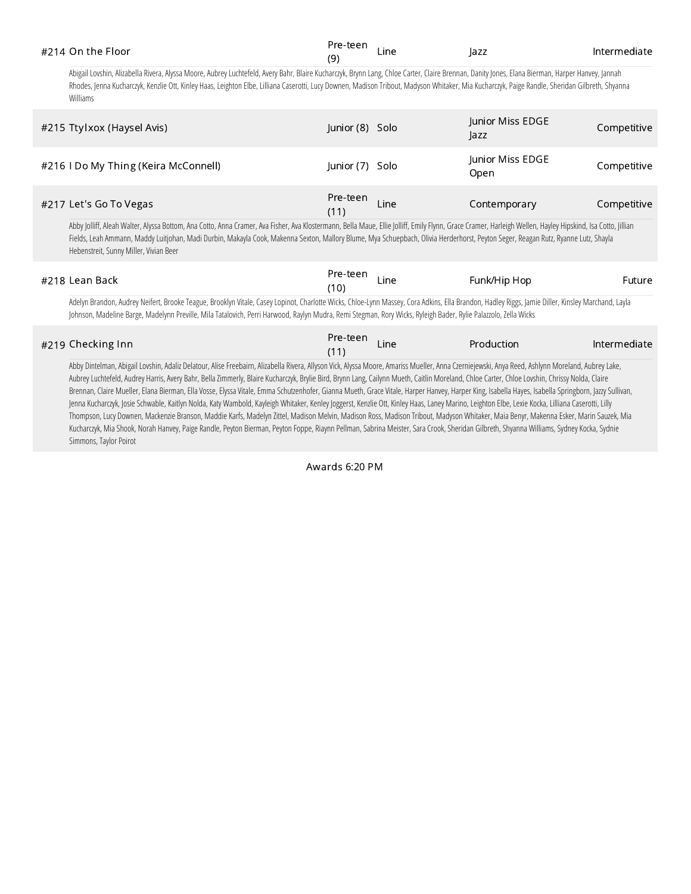| # | Title | Age | Type | Category | Level |
|---|---|---|---|---|---|
| #214 | On the Floor | Pre-teen (9) | Line | Jazz | Intermediate |
| | Abigail Lovshin, Alizabella Rivera, Alyssa Moore, Aubrey Luchtefeld, Avery Bahr, Blaire Kucharczyk, Brynn Lang, Chloe Carter, Claire Brennan, Danity Jones, Elana Bierman, Harper Hanvey, Jannah Rhodes, Jenna Kucharczyk, Kenzlie Ott, Kinley Haas, Leighton Elbe, Lilliana Caserotti, Lucy Downen, Madison Tribout, Madyson Whitaker, Mia Kucharczyk, Paige Randle, Sheridan Gilbreth, Shyanna Williams | | | | |
| #215 | Ttylxox (Haysel Avis) | Junior (8) | Solo | Junior Miss EDGE Jazz | Competitive |
| #216 | I Do My Thing (Keira McConnell) | Junior (7) | Solo | Junior Miss EDGE Open | Competitive |
| #217 | Let's Go To Vegas | Pre-teen (11) | Line | Contemporary | Competitive |
| | Abby Jolliff, Aleah Walter, Alyssa Bottom, Ana Cotto, Anna Cramer, Ava Fisher, Ava Klostermann, Bella Maue, Ellie Jolliff, Emily Flynn, Grace Cramer, Harleigh Wellen, Hayley Hipskind, Isa Cotto, Jillian Fields, Leah Ammann, Maddy Luitjohan, Madi Durbin, Makayla Cook, Makenna Sexton, Mallory Blume, Mya Schuepbach, Olivia Herderhorst, Peyton Seger, Reagan Rutz, Ryanne Lutz, Shayla Hebenstreit, Sunny Miller, Vivian Beer | | | | |
| #218 | Lean Back | Pre-teen (10) | Line | Funk/Hip Hop | Future |
| | Adelyn Brandon, Audrey Neifert, Brooke Teague, Brooklyn Vitale, Casey Lopinot, Charlotte Wicks, Chloe-Lynn Massey, Cora Adkins, Ella Brandon, Hadley Riggs, Jamie Diller, Kinsley Marchand, Layla Johnson, Madeline Barge, Madelynn Preville, Mila Tatalovich, Perri Harwood, Raylyn Mudra, Remi Stegman, Rory Wicks, Ryleigh Bader, Rylie Palazzolo, Zella Wicks | | | | |
| #219 | Checking Inn | Pre-teen (11) | Line | Production | Intermediate |
| | Abby Dintelman, Abigail Lovshin, Adaliz Delatour, Alise Freebairn, Alizabella Rivera, Allyson Vick, Alyssa Moore, Amariss Mueller, Anna Czerniejewski, Anya Reed, Ashlynn Moreland, Aubrey Lake, Aubrey Luchtefeld, Audrey Harris, Avery Bahr, Bella Zimmerly, Blaire Kucharczyk, Brylie Bird, Brynn Lang, Cailynn Mueth, Caitlin Moreland, Chloe Carter, Chloe Lovshin, Chrissy Nolda, Claire Brennan, Claire Mueller, Elana Bierman, Ella Vosse, Elyssa Vitale, Emma Schutzenhofer, Gianna Mueth, Grace Vitale, Harper Hanvey, Harper King, Isabella Hayes, Isabella Springborn, Jazzy Sullivan, Jenna Kucharczyk, Josie Schwable, Kaitlyn Nolda, Katy Wambold, Kayleigh Whitaker, Kenley Joggerst, Kenzlie Ott, Kinley Haas, Laney Marino, Leighton Elbe, Lexie Kocka, Lilliana Caserotti, Lilly Thompson, Lucy Downen, Mackenzie Branson, Maddie Karfs, Madelyn Zittel, Madison Melvin, Madison Ross, Madison Tribout, Madyson Whitaker, Maia Benyr, Makenna Esker, Marin Sauzek, Mia Kucharczyk, Mia Shook, Norah Hanvey, Paige Randle, Peyton Bierman, Peyton Foppe, Riaynn Pellman, Sabrina Meister, Sara Crook, Sheridan Gilbreth, Shyanna Williams, Sydney Kocka, Sydnie Simmons, Taylor Poirot | | | | |

Awards 6:20 PM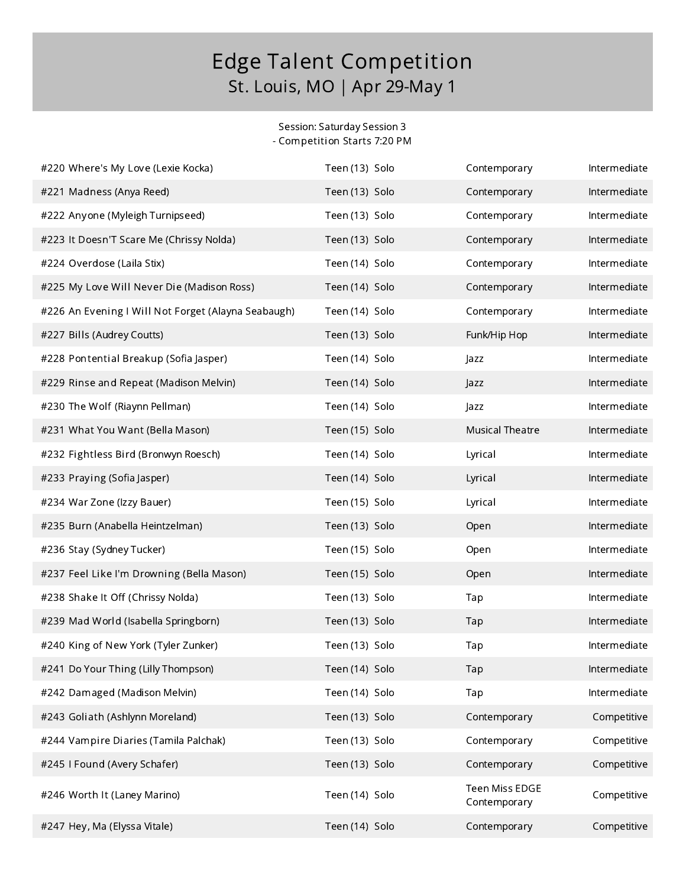# Edge Talent Competition

## St. Louis, MO | Apr 29-May 1

Session: Saturday Session 3
- Competition Starts 7:20 PM

| Routine | Age/Category | Style | Level |
|---|---|---|---|
| #220 Where's My Love (Lexie Kocka) | Teen (13) Solo | Contemporary | Intermediate |
| #221 Madness (Anya Reed) | Teen (13) Solo | Contemporary | Intermediate |
| #222 Anyone (Myleigh Turnipseed) | Teen (13) Solo | Contemporary | Intermediate |
| #223 It Doesn'T Scare Me (Chrissy Nolda) | Teen (13) Solo | Contemporary | Intermediate |
| #224 Overdose (Laila Stix) | Teen (14) Solo | Contemporary | Intermediate |
| #225 My Love Will Never Die (Madison Ross) | Teen (14) Solo | Contemporary | Intermediate |
| #226 An Evening I Will Not Forget (Alayna Seabaugh) | Teen (14) Solo | Contemporary | Intermediate |
| #227 Bills (Audrey Coutts) | Teen (13) Solo | Funk/Hip Hop | Intermediate |
| #228 Pontential Breakup (Sofia Jasper) | Teen (14) Solo | Jazz | Intermediate |
| #229 Rinse and Repeat (Madison Melvin) | Teen (14) Solo | Jazz | Intermediate |
| #230 The Wolf (Riaynn Pellman) | Teen (14) Solo | Jazz | Intermediate |
| #231 What You Want (Bella Mason) | Teen (15) Solo | Musical Theatre | Intermediate |
| #232 Fightless Bird (Bronwyn Roesch) | Teen (14) Solo | Lyrical | Intermediate |
| #233 Praying (Sofia Jasper) | Teen (14) Solo | Lyrical | Intermediate |
| #234 War Zone (Izzy Bauer) | Teen (15) Solo | Lyrical | Intermediate |
| #235 Burn (Anabella Heintzelman) | Teen (13) Solo | Open | Intermediate |
| #236 Stay (Sydney Tucker) | Teen (15) Solo | Open | Intermediate |
| #237 Feel Like I'm Drowning (Bella Mason) | Teen (15) Solo | Open | Intermediate |
| #238 Shake It Off (Chrissy Nolda) | Teen (13) Solo | Tap | Intermediate |
| #239 Mad World (Isabella Springborn) | Teen (13) Solo | Tap | Intermediate |
| #240 King of New York (Tyler Zunker) | Teen (13) Solo | Tap | Intermediate |
| #241 Do Your Thing (Lilly Thompson) | Teen (14) Solo | Tap | Intermediate |
| #242 Damaged (Madison Melvin) | Teen (14) Solo | Tap | Intermediate |
| #243 Goliath (Ashlynn Moreland) | Teen (13) Solo | Contemporary | Competitive |
| #244 Vampire Diaries (Tamila Palchak) | Teen (13) Solo | Contemporary | Competitive |
| #245 I Found (Avery Schafer) | Teen (13) Solo | Contemporary | Competitive |
| #246 Worth It (Laney Marino) | Teen (14) Solo | Teen Miss EDGE Contemporary | Competitive |
| #247 Hey, Ma (Elyssa Vitale) | Teen (14) Solo | Contemporary | Competitive |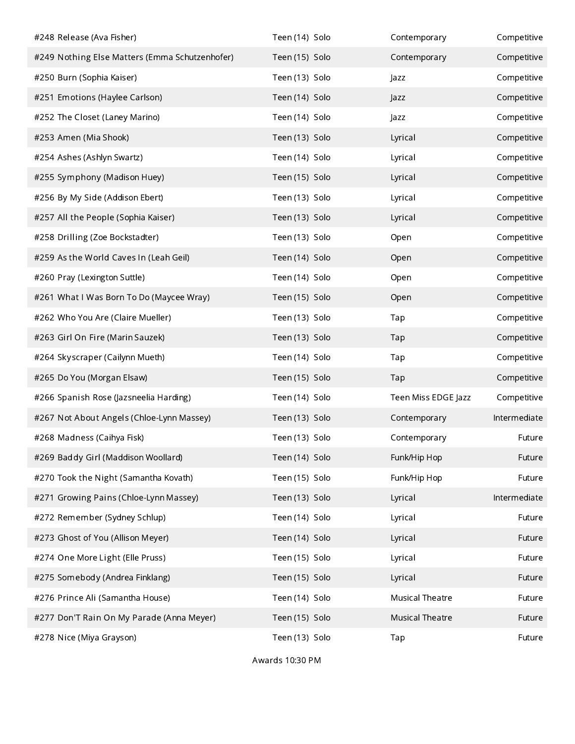| | | | |
|---|---|---|---|
| #248 Release (Ava Fisher) | Teen (14) Solo | Contemporary | Competitive |
| #249 Nothing Else Matters (Emma Schutzenhofer) | Teen (15) Solo | Contemporary | Competitive |
| #250 Burn (Sophia Kaiser) | Teen (13) Solo | Jazz | Competitive |
| #251 Emotions (Haylee Carlson) | Teen (14) Solo | Jazz | Competitive |
| #252 The Closet (Laney Marino) | Teen (14) Solo | Jazz | Competitive |
| #253 Amen (Mia Shook) | Teen (13) Solo | Lyrical | Competitive |
| #254 Ashes (Ashlyn Swartz) | Teen (14) Solo | Lyrical | Competitive |
| #255 Symphony (Madison Huey) | Teen (15) Solo | Lyrical | Competitive |
| #256 By My Side (Addison Ebert) | Teen (13) Solo | Lyrical | Competitive |
| #257 All the People (Sophia Kaiser) | Teen (13) Solo | Lyrical | Competitive |
| #258 Drilling (Zoe Bockstadter) | Teen (13) Solo | Open | Competitive |
| #259 As the World Caves In (Leah Geil) | Teen (14) Solo | Open | Competitive |
| #260 Pray (Lexington Suttle) | Teen (14) Solo | Open | Competitive |
| #261 What I Was Born To Do (Maycee Wray) | Teen (15) Solo | Open | Competitive |
| #262 Who You Are (Claire Mueller) | Teen (13) Solo | Tap | Competitive |
| #263 Girl On Fire (Marin Sauzek) | Teen (13) Solo | Tap | Competitive |
| #264 Skyscraper (Cailynn Mueth) | Teen (14) Solo | Tap | Competitive |
| #265 Do You (Morgan Elsaw) | Teen (15) Solo | Tap | Competitive |
| #266 Spanish Rose (Jazsneelia Harding) | Teen (14) Solo | Teen Miss EDGE Jazz | Competitive |
| #267 Not About Angels (Chloe-Lynn Massey) | Teen (13) Solo | Contemporary | Intermediate |
| #268 Madness (Caihya Fisk) | Teen (13) Solo | Contemporary | Future |
| #269 Baddy Girl (Maddison Woollard) | Teen (14) Solo | Funk/Hip Hop | Future |
| #270 Took the Night (Samantha Kovath) | Teen (15) Solo | Funk/Hip Hop | Future |
| #271 Growing Pains (Chloe-Lynn Massey) | Teen (13) Solo | Lyrical | Intermediate |
| #272 Remember (Sydney Schlup) | Teen (14) Solo | Lyrical | Future |
| #273 Ghost of You (Allison Meyer) | Teen (14) Solo | Lyrical | Future |
| #274 One More Light (Elle Pruss) | Teen (15) Solo | Lyrical | Future |
| #275 Somebody (Andrea Finklang) | Teen (15) Solo | Lyrical | Future |
| #276 Prince Ali (Samantha House) | Teen (14) Solo | Musical Theatre | Future |
| #277 Don'T Rain On My Parade (Anna Meyer) | Teen (15) Solo | Musical Theatre | Future |
| #278 Nice (Miya Grayson) | Teen (13) Solo | Tap | Future |

Awards 10:30 PM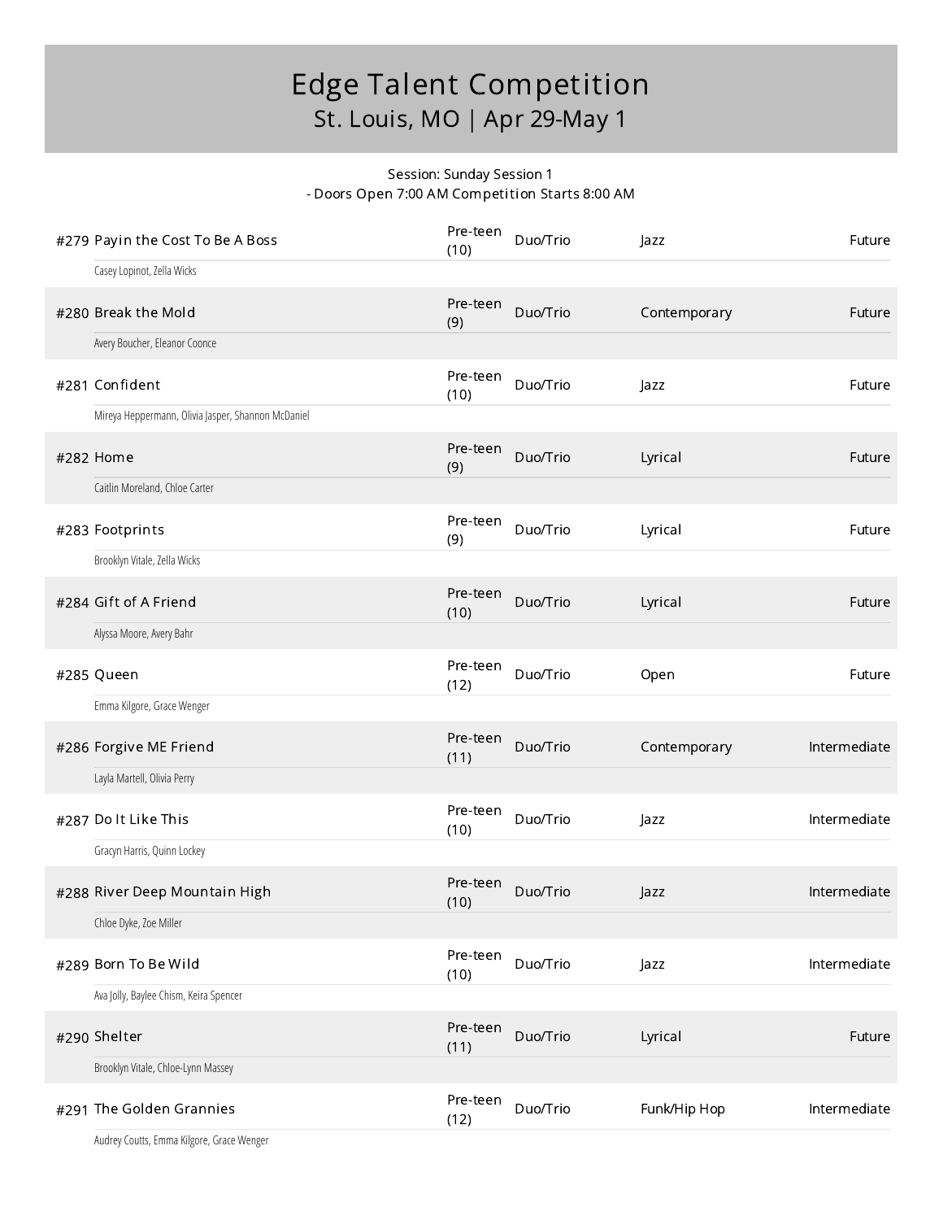# Edge Talent Competition

## St. Louis, MO | Apr 29-May 1

Session: Sunday Session 1
- Doors Open 7:00 AM Competition Starts 8:00 AM

| # | Title | Age Division | Category | Style | Level |
|---|---|---|---|---|---|
| #279 | Payin the Cost To Be A Boss<br>Casey Lopinot, Zella Wicks | Pre-teen (10) | Duo/Trio | Jazz | Future |
| #280 | Break the Mold<br>Avery Boucher, Eleanor Coonce | Pre-teen (9) | Duo/Trio | Contemporary | Future |
| #281 | Confident<br>Mireya Heppermann, Olivia Jasper, Shannon McDaniel | Pre-teen (10) | Duo/Trio | Jazz | Future |
| #282 | Home<br>Caitlin Moreland, Chloe Carter | Pre-teen (9) | Duo/Trio | Lyrical | Future |
| #283 | Footprints<br>Brooklyn Vitale, Zella Wicks | Pre-teen (9) | Duo/Trio | Lyrical | Future |
| #284 | Gift of A Friend<br>Alyssa Moore, Avery Bahr | Pre-teen (10) | Duo/Trio | Lyrical | Future |
| #285 | Queen<br>Emma Kilgore, Grace Wenger | Pre-teen (12) | Duo/Trio | Open | Future |
| #286 | Forgive ME Friend<br>Layla Martell, Olivia Perry | Pre-teen (11) | Duo/Trio | Contemporary | Intermediate |
| #287 | Do It Like This<br>Gracyn Harris, Quinn Lockey | Pre-teen (10) | Duo/Trio | Jazz | Intermediate |
| #288 | River Deep Mountain High<br>Chloe Dyke, Zoe Miller | Pre-teen (10) | Duo/Trio | Jazz | Intermediate |
| #289 | Born To Be Wild<br>Ava Jolly, Baylee Chism, Keira Spencer | Pre-teen (10) | Duo/Trio | Jazz | Intermediate |
| #290 | Shelter<br>Brooklyn Vitale, Chloe-Lynn Massey | Pre-teen (11) | Duo/Trio | Lyrical | Future |
| #291 | The Golden Grannies<br>Audrey Coutts, Emma Kilgore, Grace Wenger | Pre-teen (12) | Duo/Trio | Funk/Hip Hop | Intermediate |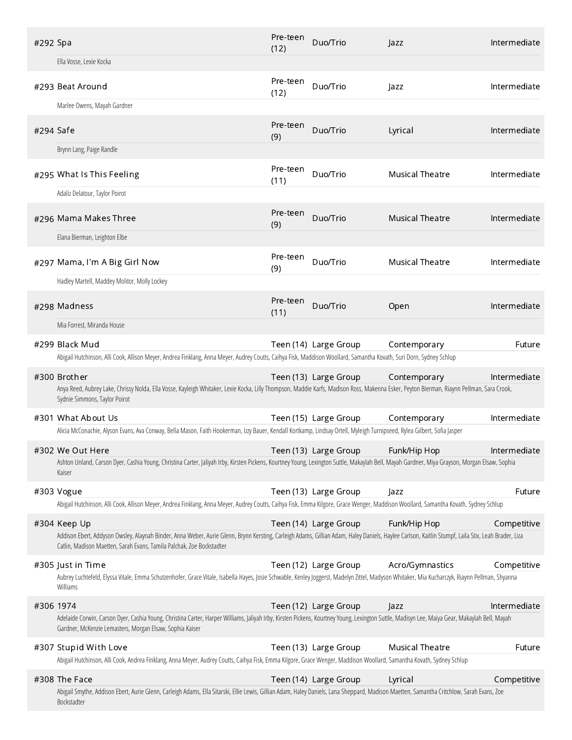| # | Title | Age Division | Category | Style | Level |
|---|---|---|---|---|---|
| #292 | Spa | Pre-teen (12) | Duo/Trio | Jazz | Intermediate |
| | Ella Vosse, Lexie Kocka | | | | |
| #293 | Beat Around | Pre-teen (12) | Duo/Trio | Jazz | Intermediate |
| | Marlee Owens, Mayah Gardner | | | | |
| #294 | Safe | Pre-teen (9) | Duo/Trio | Lyrical | Intermediate |
| | Brynn Lang, Paige Randle | | | | |
| #295 | What Is This Feeling | Pre-teen (11) | Duo/Trio | Musical Theatre | Intermediate |
| | Adaliz Delatour, Taylor Poirot | | | | |
| #296 | Mama Makes Three | Pre-teen (9) | Duo/Trio | Musical Theatre | Intermediate |
| | Elana Bierman, Leighton Elbe | | | | |
| #297 | Mama, I'm A Big Girl Now | Pre-teen (9) | Duo/Trio | Musical Theatre | Intermediate |
| | Hadley Martell, Maddey Molitor, Molly Lockey | | | | |
| #298 | Madness | Pre-teen (11) | Duo/Trio | Open | Intermediate |
| | Mia Forrest, Miranda House | | | | |
| #299 | Black Mud | Teen (14) | Large Group | Contemporary | Future |
| | Abigail Hutchinson, Alli Cook, Allison Meyer, Andrea Finklang, Anna Meyer, Audrey Coutts, Caihya Fisk, Maddison Woollard, Samantha Kovath, Suri Dorn, Sydney Schlup | | | | |
| #300 | Brother | Teen (13) | Large Group | Contemporary | Intermediate |
| | Anya Reed, Aubrey Lake, Chrissy Nolda, Ella Vosse, Kayleigh Whitaker, Lexie Kocka, Lilly Thompson, Maddie Karfs, Madison Ross, Makenna Esker, Peyton Bierman, Riaynn Pellman, Sara Crook, Sydnie Simmons, Taylor Poirot | | | | |
| #301 | What About Us | Teen (15) | Large Group | Contemporary | Intermediate |
| | Alicia McConachie, Alyson Evans, Ava Conway, Bella Mason, Faith Hookerman, Izzy Bauer, Kendall Kortkamp, Lindsay Ortell, Myleigh Turnipseed, Rylea Gilbert, Sofia Jasper | | | | |
| #302 | We Out Here | Teen (13) | Large Group | Funk/Hip Hop | Intermediate |
| | Ashton Unland, Carson Dyer, Cashia Young, Christina Carter, Jaliyah Irby, Kirsten Pickens, Kourtney Young, Lexington Suttle, Makaylah Bell, Mayah Gardner, Miya Grayson, Morgan Elsaw, Sophia Kaiser | | | | |
| #303 | Vogue | Teen (13) | Large Group | Jazz | Future |
| | Abigail Hutchinson, Alli Cook, Allison Meyer, Andrea Finklang, Anna Meyer, Audrey Coutts, Caihya Fisk, Emma Kilgore, Grace Wenger, Maddison Woollard, Samantha Kovath, Sydney Schlup | | | | |
| #304 | Keep Up | Teen (14) | Large Group | Funk/Hip Hop | Competitive |
| | Addison Ebert, Addyson Owsley, Alaynah Binder, Anna Weber, Aurie Glenn, Brynn Kersting, Carleigh Adams, Gillian Adam, Haley Daniels, Haylee Carlson, Kaitlin Stumpf, Laila Stix, Leah Brader, Liza Catlin, Madison Maetten, Sarah Evans, Tamila Palchak, Zoe Bockstadter | | | | |
| #305 | Just in Time | Teen (12) | Large Group | Acro/Gymnastics | Competitive |
| | Aubrey Luchtefeld, Elyssa Vitale, Emma Schutzenhofer, Grace Vitale, Isabella Hayes, Josie Schwable, Kenley Joggerst, Madelyn Zittel, Madyson Whitaker, Mia Kucharczyk, Riaynn Pellman, Shyanna Williams | | | | |
| #306 | 1974 | Teen (12) | Large Group | Jazz | Intermediate |
| | Adelaide Corwin, Carson Dyer, Cashia Young, Christina Carter, Harper Williams, Jaliyah Irby, Kirsten Pickens, Kourtney Young, Lexington Suttle, Madisyn Lee, Maiya Gear, Makaylah Bell, Mayah Gardner, McKenzie Lemasters, Morgan Elsaw, Sophia Kaiser | | | | |
| #307 | Stupid With Love | Teen (13) | Large Group | Musical Theatre | Future |
| | Abigail Hutchinson, Alli Cook, Andrea Finklang, Anna Meyer, Audrey Coutts, Caihya Fisk, Emma Kilgore, Grace Wenger, Maddison Woollard, Samantha Kovath, Sydney Schlup | | | | |
| #308 | The Face | Teen (14) | Large Group | Lyrical | Competitive |
| | Abigail Smythe, Addison Ebert, Aurie Glenn, Carleigh Adams, Ella Sitarski, Ellie Lewis, Gillian Adam, Haley Daniels, Lana Sheppard, Madison Maetten, Samantha Critchlow, Sarah Evans, Zoe Bockstadter | | | | |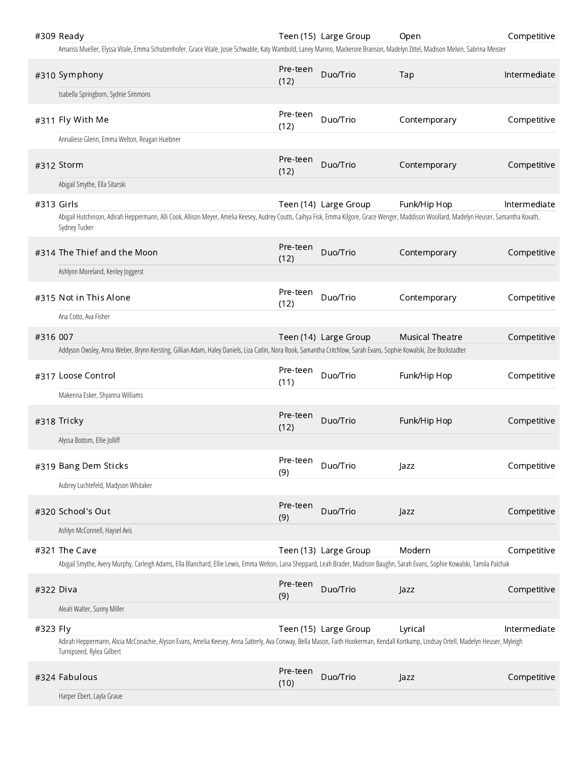#309 Ready | Teen (15) | Large Group | Open | Competitive

Amariss Mueller, Elyssa Vitale, Emma Schutzenhofer, Grace Vitale, Josie Schwable, Katy Wambold, Laney Marino, Mackenzie Branson, Madelyn Zittel, Madison Melvin, Sabrina Meister

#310 Symphony | Pre-teen (12) | Duo/Trio | Tap | Intermediate

Isabella Springborn, Sydnie Simmons

#311 Fly With Me | Pre-teen (12) | Duo/Trio | Contemporary | Competitive

Annaliese Glenn, Emma Welton, Reagan Huebner

#312 Storm | Pre-teen (12) | Duo/Trio | Contemporary | Competitive

Abigail Smythe, Ella Sitarski

#313 Girls | Teen (14) | Large Group | Funk/Hip Hop | Intermediate

Abigail Hutchinson, Adirah Heppermann, Alli Cook, Allison Meyer, Amelia Keesey, Audrey Coutts, Caihya Fisk, Emma Kilgore, Grace Wenger, Maddison Woollard, Madelyn Heuser, Samantha Kovath, Sydney Tucker

#314 The Thief and the Moon | Pre-teen (12) | Duo/Trio | Contemporary | Competitive

Ashlynn Moreland, Kenley Joggerst

#315 Not in This Alone | Pre-teen (12) | Duo/Trio | Contemporary | Competitive

Ana Cotto, Ava Fisher

#316 007 | Teen (14) | Large Group | Musical Theatre | Competitive

Addyson Owsley, Anna Weber, Brynn Kersting, Gillian Adam, Haley Daniels, Liza Catlin, Nora Rook, Samantha Critchlow, Sarah Evans, Sophie Kowalski, Zoe Bockstadter

#317 Loose Control | Pre-teen (11) | Duo/Trio | Funk/Hip Hop | Competitive

Makenna Esker, Shyanna Williams

#318 Tricky | Pre-teen (12) | Duo/Trio | Funk/Hip Hop | Competitive

Alyssa Bottom, Ellie Jolliff

#319 Bang Dem Sticks | Pre-teen (9) | Duo/Trio | Jazz | Competitive

Aubrey Luchtefeld, Madyson Whitaker

#320 School's Out | Pre-teen (9) | Duo/Trio | Jazz | Competitive

Ashlyn McConnell, Haysel Avis

#321 The Cave | Teen (13) | Large Group | Modern | Competitive

Abigail Smythe, Avery Murphy, Carleigh Adams, Ella Blanchard, Ellie Lewis, Emma Welton, Lana Sheppard, Leah Brader, Madison Baughn, Sarah Evans, Sophie Kowalski, Tamila Palchak

#322 Diva | Pre-teen (9) | Duo/Trio | Jazz | Competitive

Aleah Walter, Sunny Miller

#323 Fly | Teen (15) | Large Group | Lyrical | Intermediate

Adirah Heppermann, Alicia McConachie, Alyson Evans, Amelia Keesey, Anna Satterly, Ava Conway, Bella Mason, Faith Hookerman, Kendall Kortkamp, Lindsay Ortell, Madelyn Heuser, Myleigh Turnipseed, Rylea Gilbert

#324 Fabulous | Pre-teen (10) | Duo/Trio | Jazz | Competitive

Harper Ebert, Layla Graue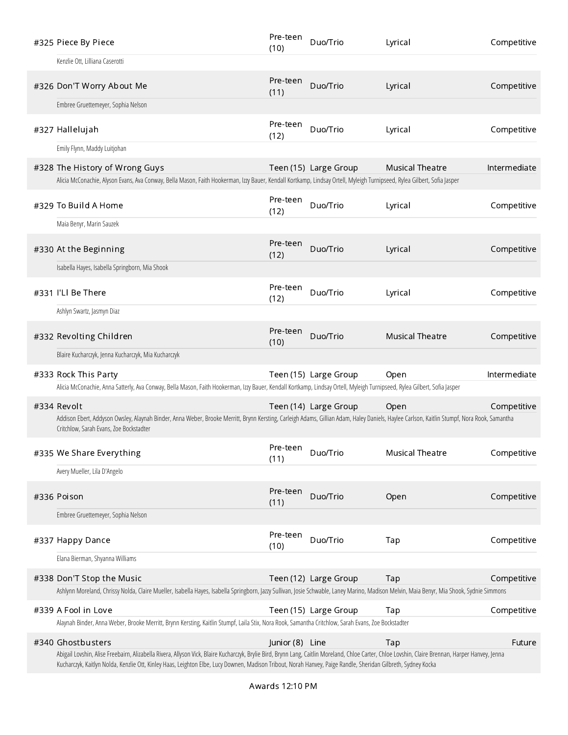| # | Title | Age | Size | Style | Level |
|---|---|---|---|---|---|
| #325 | Piece By Piece | Pre-teen (10) | Duo/Trio | Lyrical | Competitive |
| | Kenzlie Ott, Lilliana Caserotti | | | | |
| #326 | Don'T Worry About Me | Pre-teen (11) | Duo/Trio | Lyrical | Competitive |
| | Embree Gruettemeyer, Sophia Nelson | | | | |
| #327 | Hallelujah | Pre-teen (12) | Duo/Trio | Lyrical | Competitive |
| | Emily Flynn, Maddy Luitjohan | | | | |
| #328 | The History of Wrong Guys | Teen (15) | Large Group | Musical Theatre | Intermediate |
| | Alicia McConachie, Alyson Evans, Ava Conway, Bella Mason, Faith Hookerman, Izzy Bauer, Kendall Kortkamp, Lindsay Ortell, Myleigh Turnipseed, Rylea Gilbert, Sofia Jasper | | | | |
| #329 | To Build A Home | Pre-teen (12) | Duo/Trio | Lyrical | Competitive |
| | Maia Benyr, Marin Sauzek | | | | |
| #330 | At the Beginning | Pre-teen (12) | Duo/Trio | Lyrical | Competitive |
| | Isabella Hayes, Isabella Springborn, Mia Shook | | | | |
| #331 | I'Ll Be There | Pre-teen (12) | Duo/Trio | Lyrical | Competitive |
| | Ashlyn Swartz, Jasmyn Diaz | | | | |
| #332 | Revolting Children | Pre-teen (10) | Duo/Trio | Musical Theatre | Competitive |
| | Blaire Kucharczyk, Jenna Kucharczyk, Mia Kucharczyk | | | | |
| #333 | Rock This Party | Teen (15) | Large Group | Open | Intermediate |
| | Alicia McConachie, Anna Satterly, Ava Conway, Bella Mason, Faith Hookerman, Izzy Bauer, Kendall Kortkamp, Lindsay Ortell, Myleigh Turnipseed, Rylea Gilbert, Sofia Jasper | | | | |
| #334 | Revolt | Teen (14) | Large Group | Open | Competitive |
| | Addison Ebert, Addyson Owsley, Alaynah Binder, Anna Weber, Brooke Merritt, Brynn Kersting, Carleigh Adams, Gillian Adam, Haley Daniels, Haylee Carlson, Kaitlin Stumpf, Nora Rook, Samantha Critchlow, Sarah Evans, Zoe Bockstadter | | | | |
| #335 | We Share Everything | Pre-teen (11) | Duo/Trio | Musical Theatre | Competitive |
| | Avery Mueller, Lila D'Angelo | | | | |
| #336 | Poison | Pre-teen (11) | Duo/Trio | Open | Competitive |
| | Embree Gruettemeyer, Sophia Nelson | | | | |
| #337 | Happy Dance | Pre-teen (10) | Duo/Trio | Tap | Competitive |
| | Elana Bierman, Shyanna Williams | | | | |
| #338 | Don'T Stop the Music | Teen (12) | Large Group | Tap | Competitive |
| | Ashlynn Moreland, Chrissy Nolda, Claire Mueller, Isabella Hayes, Isabella Springborn, Jazzy Sullivan, Josie Schwable, Laney Marino, Madison Melvin, Maia Benyr, Mia Shook, Sydnie Simmons | | | | |
| #339 | A Fool in Love | Teen (15) | Large Group | Tap | Competitive |
| | Alaynah Binder, Anna Weber, Brooke Merritt, Brynn Kersting, Kaitlin Stumpf, Laila Stix, Nora Rook, Samantha Critchlow, Sarah Evans, Zoe Bockstadter | | | | |
| #340 | Ghostbusters | Junior (8) | Line | Tap | Future |
| | Abigail Lovshin, Alise Freebairn, Alizabella Rivera, Allyson Vick, Blaire Kucharczyk, Brylie Bird, Brynn Lang, Caitlin Moreland, Chloe Carter, Chloe Lovshin, Claire Brennan, Harper Hanvey, Jenna Kucharczyk, Kaitlyn Nolda, Kenzlie Ott, Kinley Haas, Leighton Elbe, Lucy Downen, Madison Tribout, Norah Hanvey, Paige Randle, Sheridan Gilbreth, Sydney Kocka | | | | |

Awards 12:10 PM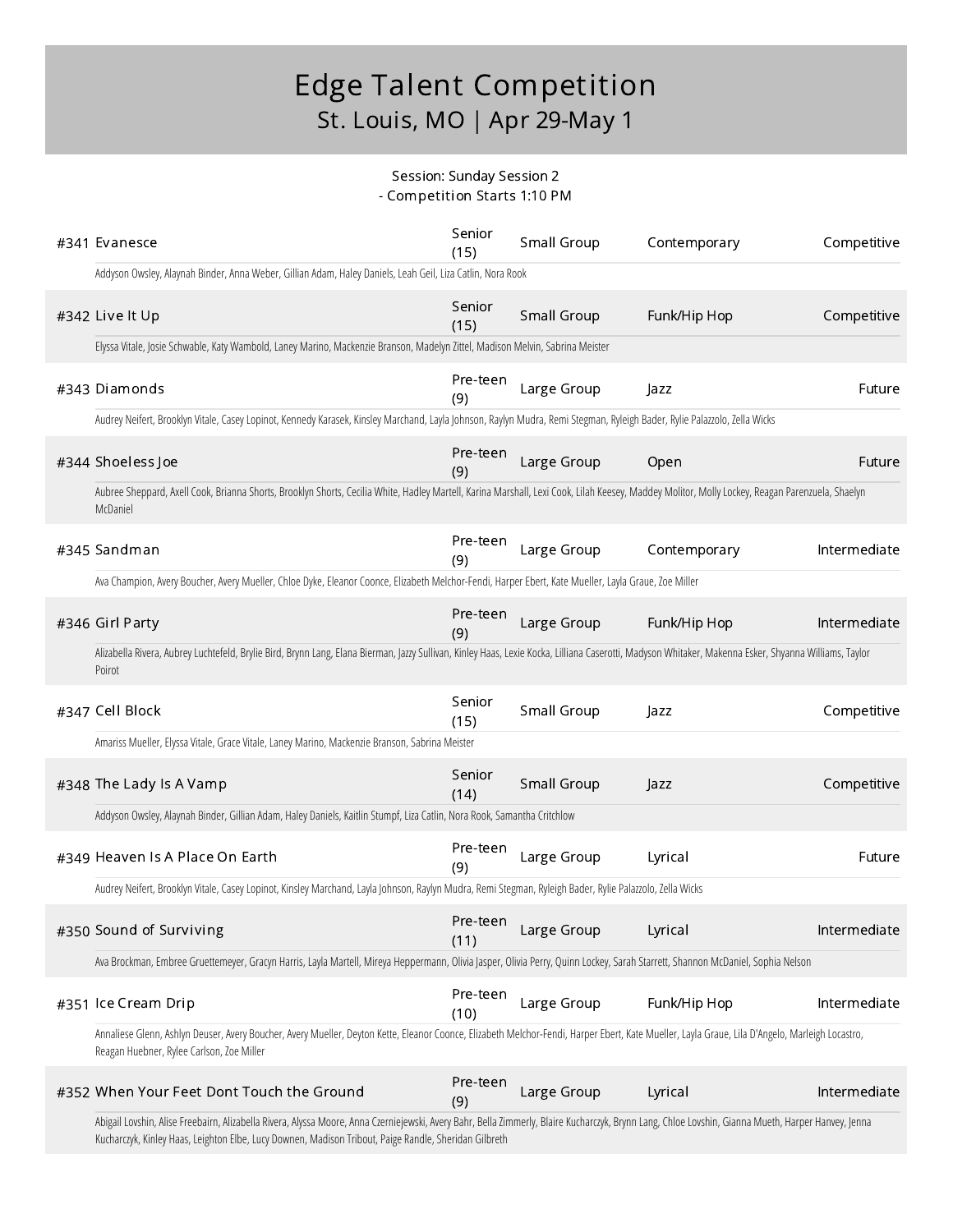# Edge Talent Competition

## St. Louis, MO | Apr 29-May 1

Session: Sunday Session 2
- Competition Starts 1:10 PM

**#341 Evanesce** | Senior (15) | Small Group | Contemporary | Competitive

Addyson Owsley, Alaynah Binder, Anna Weber, Gillian Adam, Haley Daniels, Leah Geil, Liza Catlin, Nora Rook

**#342 Live It Up** | Senior (15) | Small Group | Funk/Hip Hop | Competitive

Elyssa Vitale, Josie Schwable, Katy Wambold, Laney Marino, Mackenzie Branson, Madelyn Zittel, Madison Melvin, Sabrina Meister

**#343 Diamonds** | Pre-teen (9) | Large Group | Jazz | Future

Audrey Neifert, Brooklyn Vitale, Casey Lopinot, Kennedy Karasek, Kinsley Marchand, Layla Johnson, Raylyn Mudra, Remi Stegman, Ryleigh Bader, Rylie Palazzolo, Zella Wicks

**#344 Shoeless Joe** | Pre-teen (9) | Large Group | Open | Future

Aubree Sheppard, Axell Cook, Brianna Shorts, Brooklyn Shorts, Cecilia White, Hadley Martell, Karina Marshall, Lexi Cook, Lilah Keesey, Maddey Molitor, Molly Lockey, Reagan Parenzuela, Shaelyn McDaniel

**#345 Sandman** | Pre-teen (9) | Large Group | Contemporary | Intermediate

Ava Champion, Avery Boucher, Avery Mueller, Chloe Dyke, Eleanor Coonce, Elizabeth Melchor-Fendi, Harper Ebert, Kate Mueller, Layla Graue, Zoe Miller

**#346 Girl Party** | Pre-teen (9) | Large Group | Funk/Hip Hop | Intermediate

Alizabella Rivera, Aubrey Luchtefeld, Brylie Bird, Brynn Lang, Elana Bierman, Jazzy Sullivan, Kinley Haas, Lexie Kocka, Lilliana Caserotti, Madyson Whitaker, Makenna Esker, Shyanna Williams, Taylor Poirot

**#347 Cell Block** | Senior (15) | Small Group | Jazz | Competitive

Amariss Mueller, Elyssa Vitale, Grace Vitale, Laney Marino, Mackenzie Branson, Sabrina Meister

**#348 The Lady Is A Vamp** | Senior (14) | Small Group | Jazz | Competitive

Addyson Owsley, Alaynah Binder, Gillian Adam, Haley Daniels, Kaitlin Stumpf, Liza Catlin, Nora Rook, Samantha Critchlow

**#349 Heaven Is A Place On Earth** | Pre-teen (9) | Large Group | Lyrical | Future

Audrey Neifert, Brooklyn Vitale, Casey Lopinot, Kinsley Marchand, Layla Johnson, Raylyn Mudra, Remi Stegman, Ryleigh Bader, Rylie Palazzolo, Zella Wicks

**#350 Sound of Surviving** | Pre-teen (11) | Large Group | Lyrical | Intermediate

Ava Brockman, Embree Gruettemeyer, Gracyn Harris, Layla Martell, Mireya Heppermann, Olivia Jasper, Olivia Perry, Quinn Lockey, Sarah Starrett, Shannon McDaniel, Sophia Nelson

**#351 Ice Cream Drip** | Pre-teen (10) | Large Group | Funk/Hip Hop | Intermediate

Annaliese Glenn, Ashlyn Deuser, Avery Boucher, Avery Mueller, Deyton Kette, Eleanor Coonce, Elizabeth Melchor-Fendi, Harper Ebert, Kate Mueller, Layla Graue, Lila D'Angelo, Marleigh Locastro, Reagan Huebner, Rylee Carlson, Zoe Miller

**#352 When Your Feet Dont Touch the Ground** | Pre-teen (9) | Large Group | Lyrical | Intermediate

Abigail Lovshin, Alise Freebairn, Alizabella Rivera, Alyssa Moore, Anna Czerniejewski, Avery Bahr, Bella Zimmerly, Blaire Kucharczyk, Brynn Lang, Chloe Lovshin, Gianna Mueth, Harper Hanvey, Jenna Kucharczyk, Kinley Haas, Leighton Elbe, Lucy Downen, Madison Tribout, Paige Randle, Sheridan Gilbreth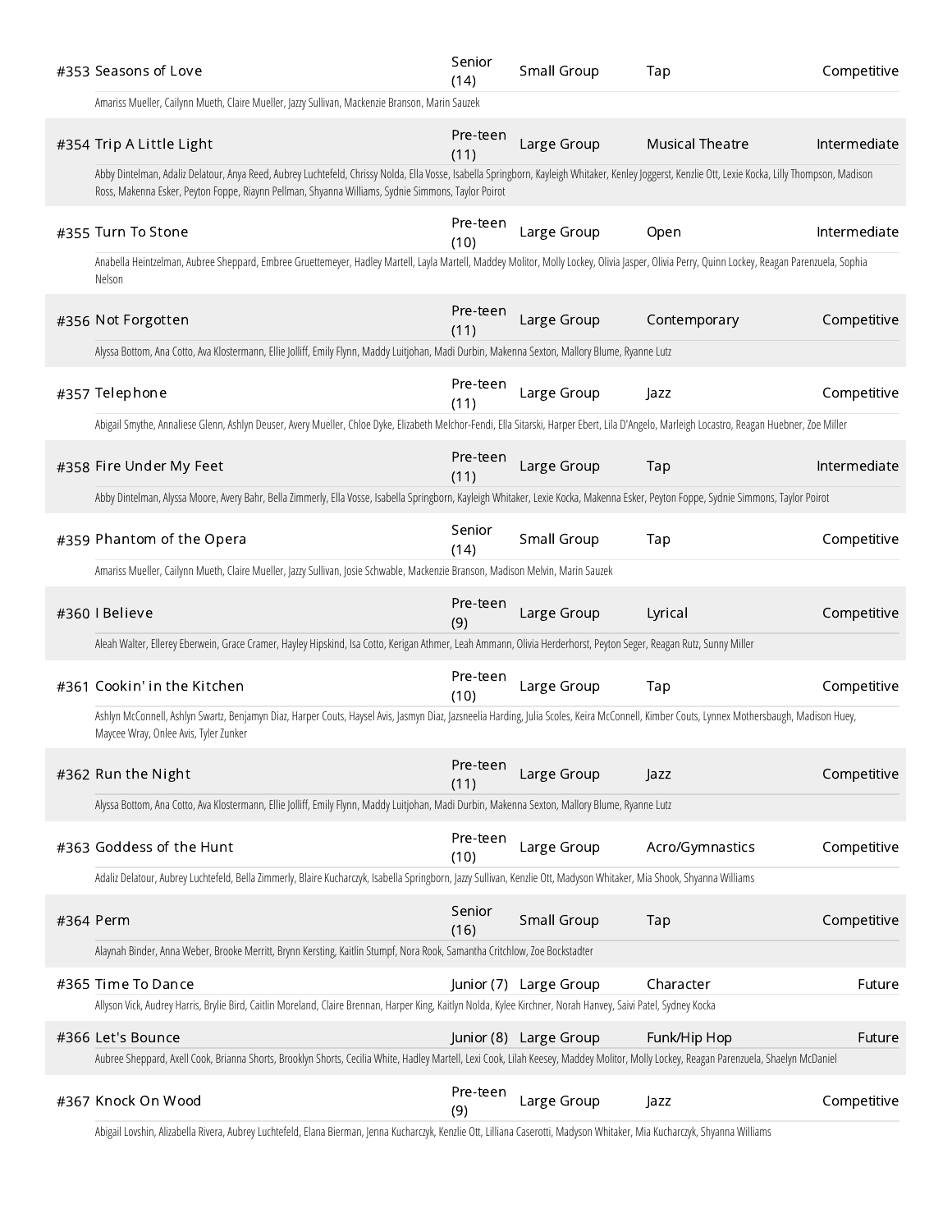| # | Title | Age Division | Group Size | Style | Level |
|---|---|---|---|---|---|
| #353 | Seasons of Love | Senior (14) | Small Group | Tap | Competitive |

Amariss Mueller, Cailynn Mueth, Claire Mueller, Jazzy Sullivan, Mackenzie Branson, Marin Sauzek

| # | Title | Age Division | Group Size | Style | Level |
|---|---|---|---|---|---|
| #354 | Trip A Little Light | Pre-teen (11) | Large Group | Musical Theatre | Intermediate |

Abby Dintelman, Adaliz Delatour, Anya Reed, Aubrey Luchtefeld, Chrissy Nolda, Ella Vosse, Isabella Springborn, Kayleigh Whitaker, Kenley Joggerst, Kenzlie Ott, Lexie Kocka, Lilly Thompson, Madison Ross, Makenna Esker, Peyton Foppe, Riaynn Pellman, Shyanna Williams, Sydnie Simmons, Taylor Poirot

| # | Title | Age Division | Group Size | Style | Level |
|---|---|---|---|---|---|
| #355 | Turn To Stone | Pre-teen (10) | Large Group | Open | Intermediate |

Anabella Heintzelman, Aubree Sheppard, Embree Gruettemeyer, Hadley Martell, Layla Martell, Maddey Molitor, Molly Lockey, Olivia Jasper, Olivia Perry, Quinn Lockey, Reagan Parenzuela, Sophia Nelson

| # | Title | Age Division | Group Size | Style | Level |
|---|---|---|---|---|---|
| #356 | Not Forgotten | Pre-teen (11) | Large Group | Contemporary | Competitive |

Alyssa Bottom, Ana Cotto, Ava Klostermann, Ellie Jolliff, Emily Flynn, Maddy Luitjohan, Madi Durbin, Makenna Sexton, Mallory Blume, Ryanne Lutz

| # | Title | Age Division | Group Size | Style | Level |
|---|---|---|---|---|---|
| #357 | Telephone | Pre-teen (11) | Large Group | Jazz | Competitive |

Abigail Smythe, Annaliese Glenn, Ashlyn Deuser, Avery Mueller, Chloe Dyke, Elizabeth Melchor-Fendi, Ella Sitarski, Harper Ebert, Lila D'Angelo, Marleigh Locastro, Reagan Huebner, Zoe Miller

| # | Title | Age Division | Group Size | Style | Level |
|---|---|---|---|---|---|
| #358 | Fire Under My Feet | Pre-teen (11) | Large Group | Tap | Intermediate |

Abby Dintelman, Alyssa Moore, Avery Bahr, Bella Zimmerly, Ella Vosse, Isabella Springborn, Kayleigh Whitaker, Lexie Kocka, Makenna Esker, Peyton Foppe, Sydnie Simmons, Taylor Poirot

| # | Title | Age Division | Group Size | Style | Level |
|---|---|---|---|---|---|
| #359 | Phantom of the Opera | Senior (14) | Small Group | Tap | Competitive |

Amariss Mueller, Cailynn Mueth, Claire Mueller, Jazzy Sullivan, Josie Schwable, Mackenzie Branson, Madison Melvin, Marin Sauzek

| # | Title | Age Division | Group Size | Style | Level |
|---|---|---|---|---|---|
| #360 | I Believe | Pre-teen (9) | Large Group | Lyrical | Competitive |

Aleah Walter, Ellerey Eberwein, Grace Cramer, Hayley Hipskind, Isa Cotto, Kerigan Athmer, Leah Ammann, Olivia Herderhorst, Peyton Seger, Reagan Rutz, Sunny Miller

| # | Title | Age Division | Group Size | Style | Level |
|---|---|---|---|---|---|
| #361 | Cookin' in the Kitchen | Pre-teen (10) | Large Group | Tap | Competitive |

Ashlyn McConnell, Ashlyn Swartz, Benjamyn Diaz, Harper Couts, Haysel Avis, Jasmyn Diaz, Jazsneelia Harding, Julia Scoles, Keira McConnell, Kimber Couts, Lynnex Mothersbaugh, Madison Huey, Maycee Wray, Onlee Avis, Tyler Zunker

| # | Title | Age Division | Group Size | Style | Level |
|---|---|---|---|---|---|
| #362 | Run the Night | Pre-teen (11) | Large Group | Jazz | Competitive |

Alyssa Bottom, Ana Cotto, Ava Klostermann, Ellie Jolliff, Emily Flynn, Maddy Luitjohan, Madi Durbin, Makenna Sexton, Mallory Blume, Ryanne Lutz

| # | Title | Age Division | Group Size | Style | Level |
|---|---|---|---|---|---|
| #363 | Goddess of the Hunt | Pre-teen (10) | Large Group | Acro/Gymnastics | Competitive |

Adaliz Delatour, Aubrey Luchtefeld, Bella Zimmerly, Blaire Kucharczyk, Isabella Springborn, Jazzy Sullivan, Kenzlie Ott, Madyson Whitaker, Mia Shook, Shyanna Williams

| # | Title | Age Division | Group Size | Style | Level |
|---|---|---|---|---|---|
| #364 | Perm | Senior (16) | Small Group | Tap | Competitive |

Alaynah Binder, Anna Weber, Brooke Merritt, Brynn Kersting, Kaitlin Stumpf, Nora Rook, Samantha Critchlow, Zoe Bockstadter

| # | Title | Age Division | Group Size | Style | Level |
|---|---|---|---|---|---|
| #365 | Time To Dance | Junior (7) | Large Group | Character | Future |

Allyson Vick, Audrey Harris, Brylie Bird, Caitlin Moreland, Claire Brennan, Harper King, Kaitlyn Nolda, Kylee Kirchner, Norah Hanvey, Saivi Patel, Sydney Kocka

| # | Title | Age Division | Group Size | Style | Level |
|---|---|---|---|---|---|
| #366 | Let's Bounce | Junior (8) | Large Group | Funk/Hip Hop | Future |

Aubree Sheppard, Axell Cook, Brianna Shorts, Brooklyn Shorts, Cecilia White, Hadley Martell, Lexi Cook, Lilah Keesey, Maddey Molitor, Molly Lockey, Reagan Parenzuela, Shaelyn McDaniel

| # | Title | Age Division | Group Size | Style | Level |
|---|---|---|---|---|---|
| #367 | Knock On Wood | Pre-teen (9) | Large Group | Jazz | Competitive |

Abigail Lovshin, Alizabella Rivera, Aubrey Luchtefeld, Elana Bierman, Jenna Kucharczyk, Kenzlie Ott, Lilliana Caserotti, Madyson Whitaker, Mia Kucharczyk, Shyanna Williams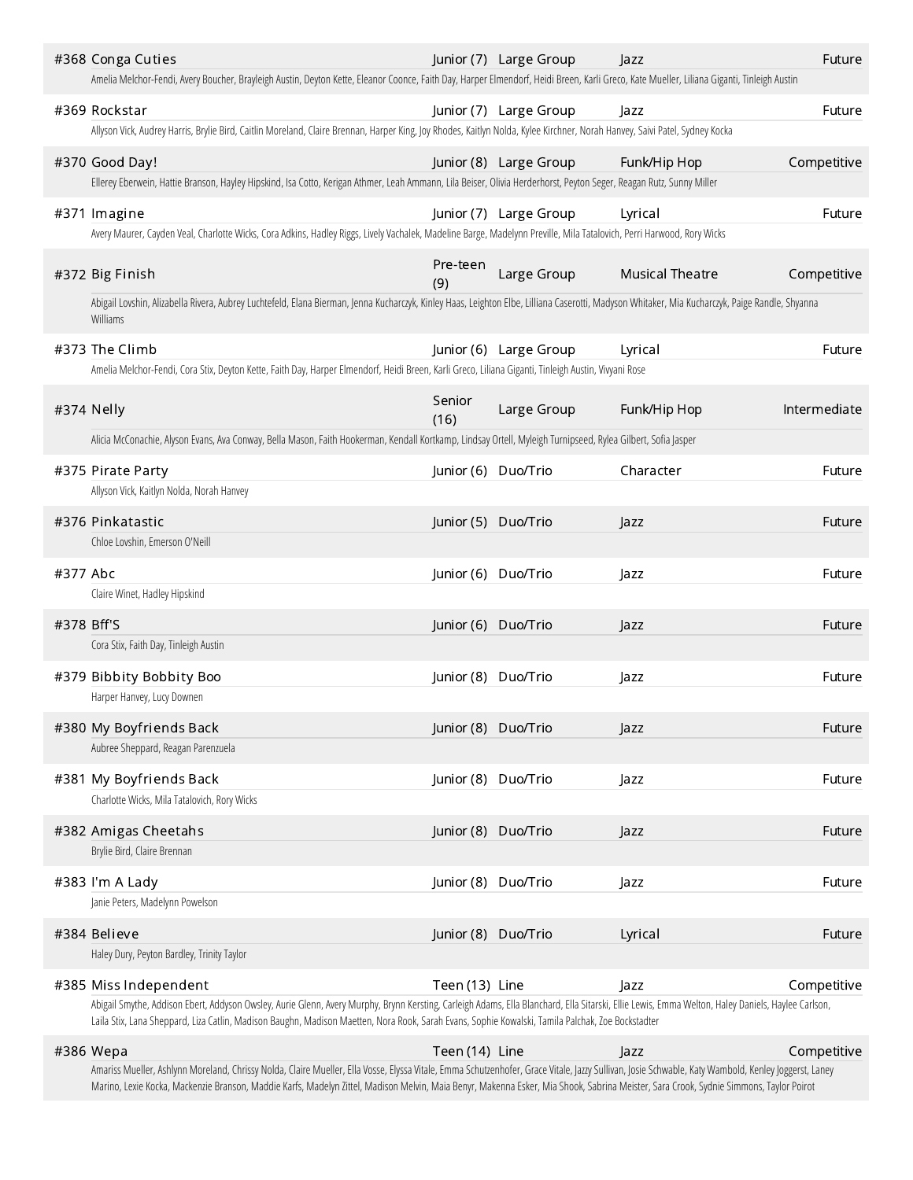#368 Conga Cuties | Junior (7) | Large Group | Jazz | Future

Amelia Melchor-Fendi, Avery Boucher, Brayleigh Austin, Deyton Kette, Eleanor Coonce, Faith Day, Harper Elmendorf, Heidi Breen, Karli Greco, Kate Mueller, Liliana Giganti, Tinleigh Austin

#369 Rockstar | Junior (7) | Large Group | Jazz | Future

Allyson Vick, Audrey Harris, Brylie Bird, Caitlin Moreland, Claire Brennan, Harper King, Joy Rhodes, Kaitlyn Nolda, Kylee Kirchner, Norah Hanvey, Saivi Patel, Sydney Kocka

#370 Good Day! | Junior (8) | Large Group | Funk/Hip Hop | Competitive

Ellerey Eberwein, Hattie Branson, Hayley Hipskind, Isa Cotto, Kerigan Athmer, Leah Ammann, Lila Beiser, Olivia Herderhorst, Peyton Seger, Reagan Rutz, Sunny Miller

#371 Imagine | Junior (7) | Large Group | Lyrical | Future

Avery Maurer, Cayden Veal, Charlotte Wicks, Cora Adkins, Hadley Riggs, Lively Vachalek, Madeline Barge, Madelynn Preville, Mila Tatalovich, Perri Harwood, Rory Wicks

#372 Big Finish | Pre-teen (9) | Large Group | Musical Theatre | Competitive

Abigail Lovshin, Alizabella Rivera, Aubrey Luchtefeld, Elana Bierman, Jenna Kucharczyk, Kinley Haas, Leighton Elbe, Lilliana Caserotti, Madyson Whitaker, Mia Kucharczyk, Paige Randle, Shyanna Williams

#373 The Climb | Junior (6) | Large Group | Lyrical | Future

Amelia Melchor-Fendi, Cora Stix, Deyton Kette, Faith Day, Harper Elmendorf, Heidi Breen, Karli Greco, Liliana Giganti, Tinleigh Austin, Vivyani Rose

#374 Nelly | Senior (16) | Large Group | Funk/Hip Hop | Intermediate

Alicia McConachie, Alyson Evans, Ava Conway, Bella Mason, Faith Hookerman, Kendall Kortkamp, Lindsay Ortell, Myleigh Turnipseed, Rylea Gilbert, Sofia Jasper

#375 Pirate Party | Junior (6) | Duo/Trio | Character | Future

Allyson Vick, Kaitlyn Nolda, Norah Hanvey

#376 Pinkatastic | Junior (5) | Duo/Trio | Jazz | Future

Chloe Lovshin, Emerson O'Neill

#377 Abc | Junior (6) | Duo/Trio | Jazz | Future

Claire Winet, Hadley Hipskind

#378 Bff'S | Junior (6) | Duo/Trio | Jazz | Future

Cora Stix, Faith Day, Tinleigh Austin

#379 Bibbity Bobbity Boo | Junior (8) | Duo/Trio | Jazz | Future

Harper Hanvey, Lucy Downen

#380 My Boyfriends Back | Junior (8) | Duo/Trio | Jazz | Future

Aubree Sheppard, Reagan Parenzuela

#381 My Boyfriends Back | Junior (8) | Duo/Trio | Jazz | Future

Charlotte Wicks, Mila Tatalovich, Rory Wicks

#382 Amigas Cheetahs | Junior (8) | Duo/Trio | Jazz | Future

Brylie Bird, Claire Brennan

#383 I'm A Lady | Junior (8) | Duo/Trio | Jazz | Future

Janie Peters, Madelynn Powelson

#384 Believe | Junior (8) | Duo/Trio | Lyrical | Future

Haley Dury, Peyton Bardley, Trinity Taylor

#385 Miss Independent | Teen (13) | Line | Jazz | Competitive

Abigail Smythe, Addison Ebert, Addyson Owsley, Aurie Glenn, Avery Murphy, Brynn Kersting, Carleigh Adams, Ella Blanchard, Ella Sitarski, Ellie Lewis, Emma Welton, Haley Daniels, Haylee Carlson, Laila Stix, Lana Sheppard, Liza Catlin, Madison Baughn, Madison Maetten, Nora Rook, Sarah Evans, Sophie Kowalski, Tamila Palchak, Zoe Bockstadter

#386 Wepa | Teen (14) | Line | Jazz | Competitive

Amariss Mueller, Ashlynn Moreland, Chrissy Nolda, Claire Mueller, Ella Vosse, Elyssa Vitale, Emma Schutzenhofer, Grace Vitale, Jazzy Sullivan, Josie Schwable, Katy Wambold, Kenley Joggerst, Laney Marino, Lexie Kocka, Mackenzie Branson, Maddie Karfs, Madelyn Zittel, Madison Melvin, Maia Benyr, Makenna Esker, Mia Shook, Sabrina Meister, Sara Crook, Sydnie Simmons, Taylor Poirot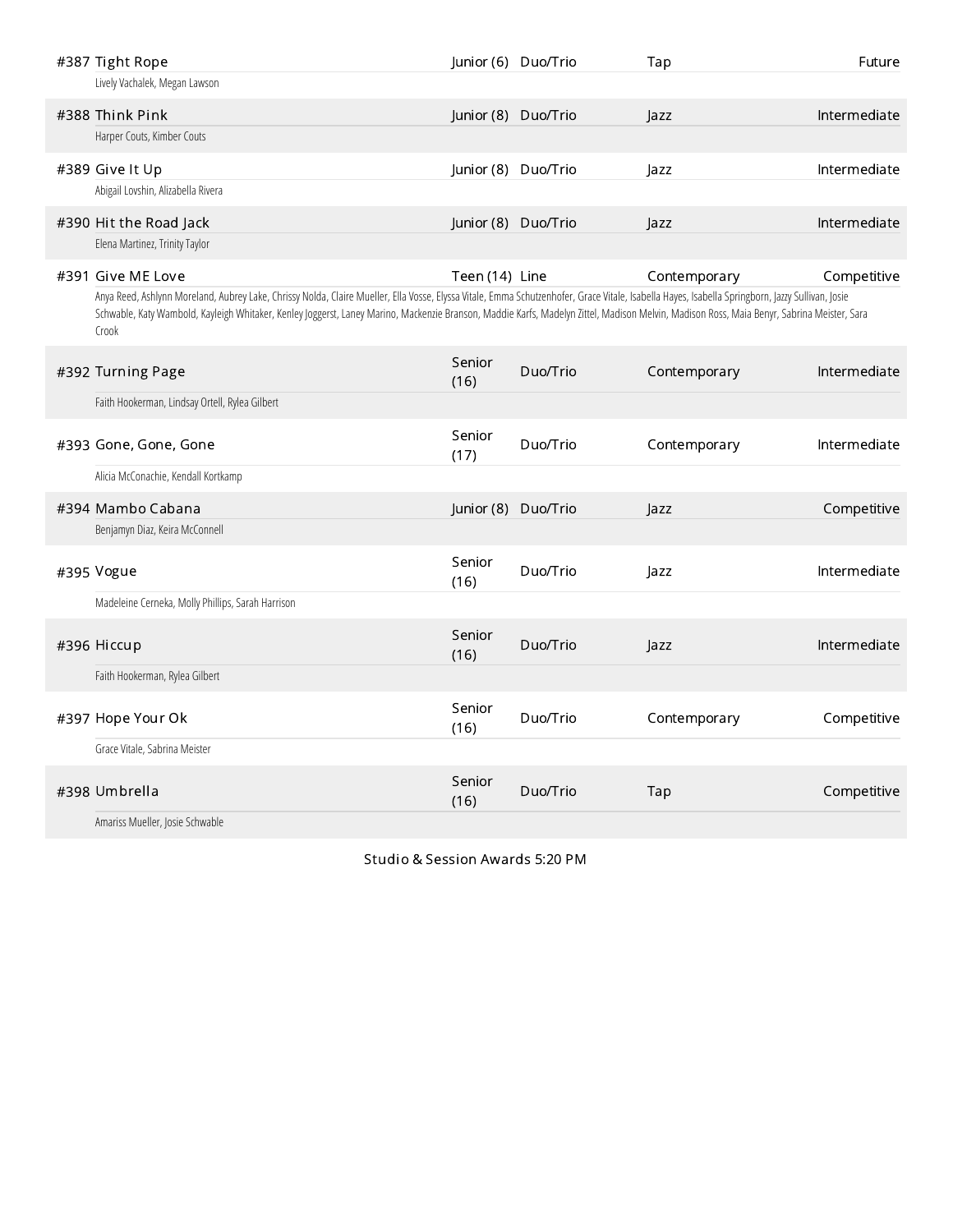| # | Routine | Age Division | Category | Style | Level |
|---|---|---|---|---|---|
| #387 | Tight Rope | Junior (6) | Duo/Trio | Tap | Future |
| | Lively Vachalek, Megan Lawson | | | | |
| #388 | Think Pink | Junior (8) | Duo/Trio | Jazz | Intermediate |
| | Harper Couts, Kimber Couts | | | | |
| #389 | Give It Up | Junior (8) | Duo/Trio | Jazz | Intermediate |
| | Abigail Lovshin, Alizabella Rivera | | | | |
| #390 | Hit the Road Jack | Junior (8) | Duo/Trio | Jazz | Intermediate |
| | Elena Martinez, Trinity Taylor | | | | |
| #391 | Give ME Love | Teen (14) | Line | Contemporary | Competitive |
| | Anya Reed, Ashlynn Moreland, Aubrey Lake, Chrissy Nolda, Claire Mueller, Ella Vosse, Elyssa Vitale, Emma Schutzenhofer, Grace Vitale, Isabella Hayes, Isabella Springborn, Jazzy Sullivan, Josie Schwable, Katy Wambold, Kayleigh Whitaker, Kenley Joggerst, Laney Marino, Mackenzie Branson, Maddie Karfs, Madelyn Zittel, Madison Melvin, Madison Ross, Maia Benyr, Sabrina Meister, Sara Crook | | | | |
| #392 | Turning Page | Senior (16) | Duo/Trio | Contemporary | Intermediate |
| | Faith Hookerman, Lindsay Ortell, Rylea Gilbert | | | | |
| #393 | Gone, Gone, Gone | Senior (17) | Duo/Trio | Contemporary | Intermediate |
| | Alicia McConachie, Kendall Kortkamp | | | | |
| #394 | Mambo Cabana | Junior (8) | Duo/Trio | Jazz | Competitive |
| | Benjamyn Diaz, Keira McConnell | | | | |
| #395 | Vogue | Senior (16) | Duo/Trio | Jazz | Intermediate |
| | Madeleine Cerneka, Molly Phillips, Sarah Harrison | | | | |
| #396 | Hiccup | Senior (16) | Duo/Trio | Jazz | Intermediate |
| | Faith Hookerman, Rylea Gilbert | | | | |
| #397 | Hope Your Ok | Senior (16) | Duo/Trio | Contemporary | Competitive |
| | Grace Vitale, Sabrina Meister | | | | |
| #398 | Umbrella | Senior (16) | Duo/Trio | Tap | Competitive |
| | Amariss Mueller, Josie Schwable | | | | |

Studio & Session Awards 5:20 PM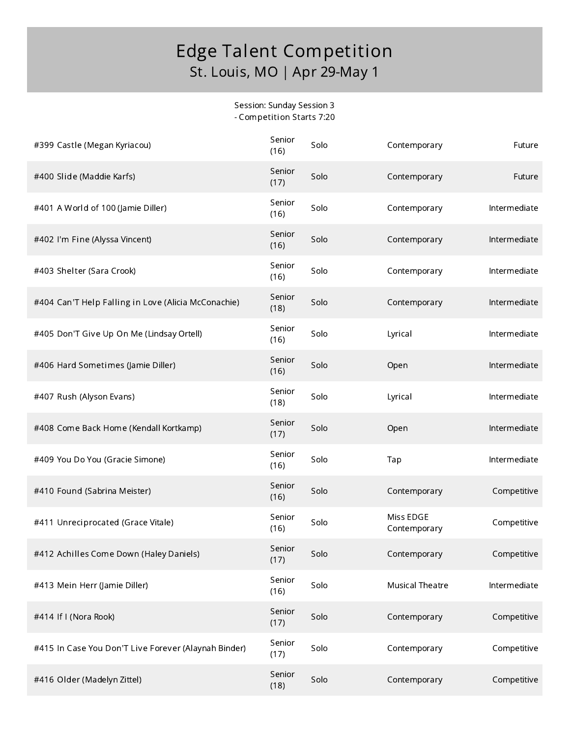# Edge Talent Competition

## St. Louis, MO | Apr 29-May 1

Session: Sunday Session 3
- Competition Starts 7:20

| Entry | Age | Type | Style | Level |
|---|---|---|---|---|
| #399 Castle (Megan Kyriacou) | Senior (16) | Solo | Contemporary | Future |
| #400 Slide (Maddie Karfs) | Senior (17) | Solo | Contemporary | Future |
| #401 A World of 100 (Jamie Diller) | Senior (16) | Solo | Contemporary | Intermediate |
| #402 I'm Fine (Alyssa Vincent) | Senior (16) | Solo | Contemporary | Intermediate |
| #403 Shelter (Sara Crook) | Senior (16) | Solo | Contemporary | Intermediate |
| #404 Can'T Help Falling in Love (Alicia McConachie) | Senior (18) | Solo | Contemporary | Intermediate |
| #405 Don'T Give Up On Me (Lindsay Ortell) | Senior (16) | Solo | Lyrical | Intermediate |
| #406 Hard Sometimes (Jamie Diller) | Senior (16) | Solo | Open | Intermediate |
| #407 Rush (Alyson Evans) | Senior (18) | Solo | Lyrical | Intermediate |
| #408 Come Back Home (Kendall Kortkamp) | Senior (17) | Solo | Open | Intermediate |
| #409 You Do You (Gracie Simone) | Senior (16) | Solo | Tap | Intermediate |
| #410 Found (Sabrina Meister) | Senior (16) | Solo | Contemporary | Competitive |
| #411 Unreciprocated (Grace Vitale) | Senior (16) | Solo | Miss EDGE Contemporary | Competitive |
| #412 Achilles Come Down (Haley Daniels) | Senior (17) | Solo | Contemporary | Competitive |
| #413 Mein Herr (Jamie Diller) | Senior (16) | Solo | Musical Theatre | Intermediate |
| #414 If I (Nora Rook) | Senior (17) | Solo | Contemporary | Competitive |
| #415 In Case You Don'T Live Forever (Alaynah Binder) | Senior (17) | Solo | Contemporary | Competitive |
| #416 Older (Madelyn Zittel) | Senior (18) | Solo | Contemporary | Competitive |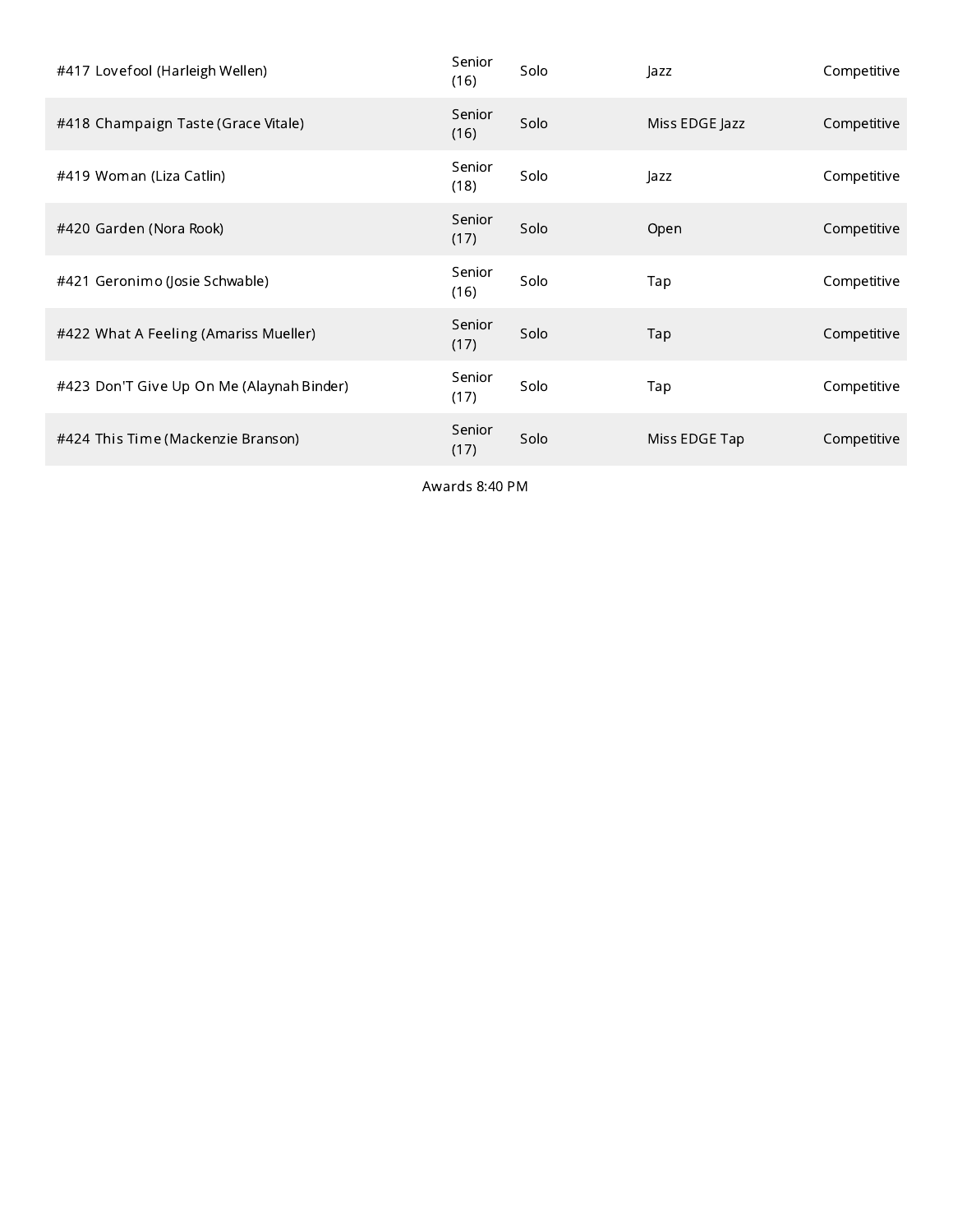| | | | | |
|---|---|---|---|---|
| #417 Lovefool (Harleigh Wellen) | Senior (16) | Solo | Jazz | Competitive |
| #418 Champaign Taste (Grace Vitale) | Senior (16) | Solo | Miss EDGE Jazz | Competitive |
| #419 Woman (Liza Catlin) | Senior (18) | Solo | Jazz | Competitive |
| #420 Garden (Nora Rook) | Senior (17) | Solo | Open | Competitive |
| #421 Geronimo (Josie Schwable) | Senior (16) | Solo | Tap | Competitive |
| #422 What A Feeling (Amariss Mueller) | Senior (17) | Solo | Tap | Competitive |
| #423 Don'T Give Up On Me (Alaynah Binder) | Senior (17) | Solo | Tap | Competitive |
| #424 This Time (Mackenzie Branson) | Senior (17) | Solo | Miss EDGE Tap | Competitive |

Awards 8:40 PM